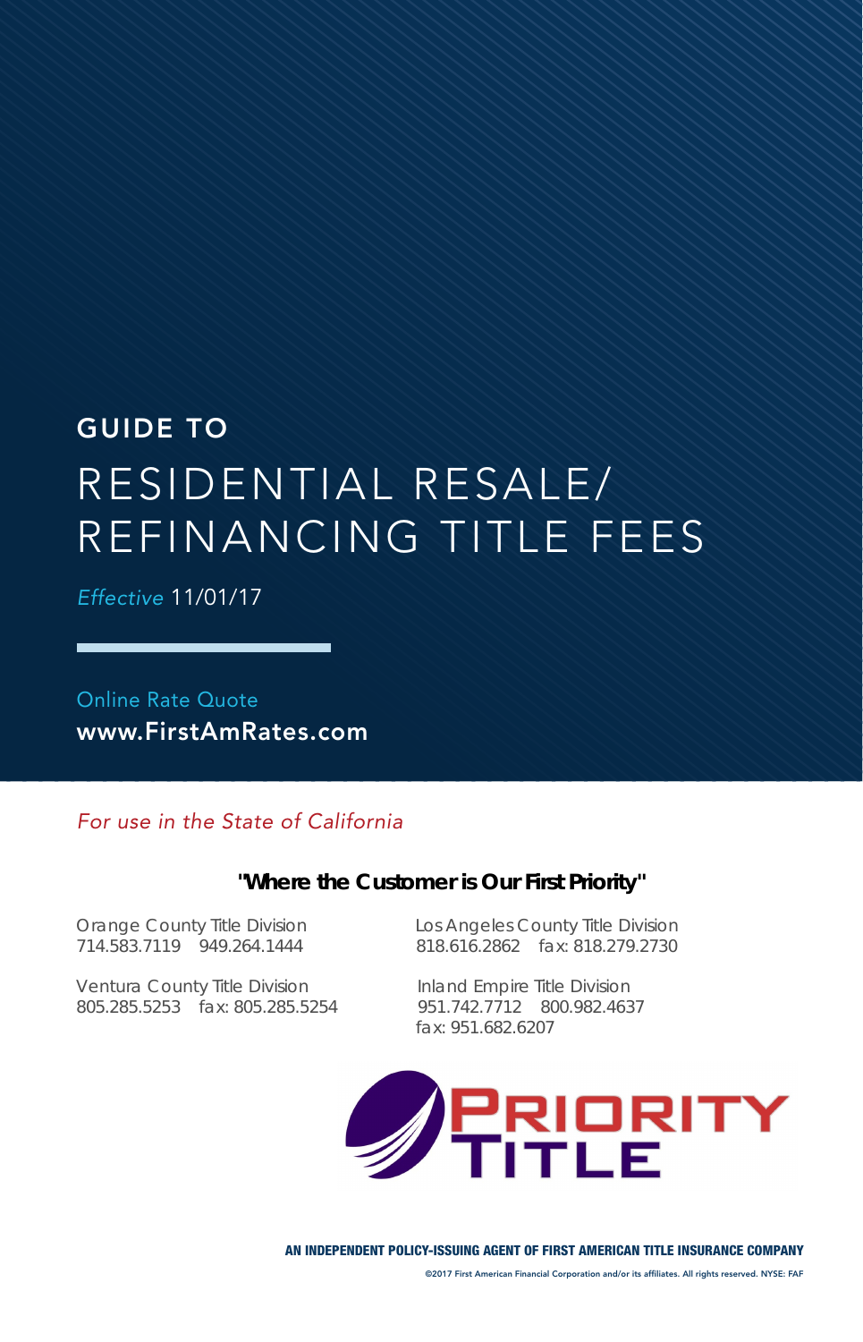# GUIDE TO

# RESIDENTIAL RESALE/ REFINANCING TITLE FEES

*Effective* 11/01/17

Online Rate Quote
**www.FirstAmRates.com**

*For use in the State of California*

**"Where the Customer is Our First Priority"**

Orange County Title Division
714.583.7119 949.264.1444

Los Angeles County Title Division
818.616.2862 fax: 818.279.2730

Ventura County Title Division
805.285.5253 fax: 805.285.5254

Inland Empire Title Division
951.742.7712 800.982.4637
fax: 951.682.6207

PRIORITY TITLE

**AN INDEPENDENT POLICY-ISSUING AGENT OF FIRST AMERICAN TITLE INSURANCE COMPANY**

©2017 First American Financial Corporation and/or its affiliates. All rights reserved. NYSE: FAF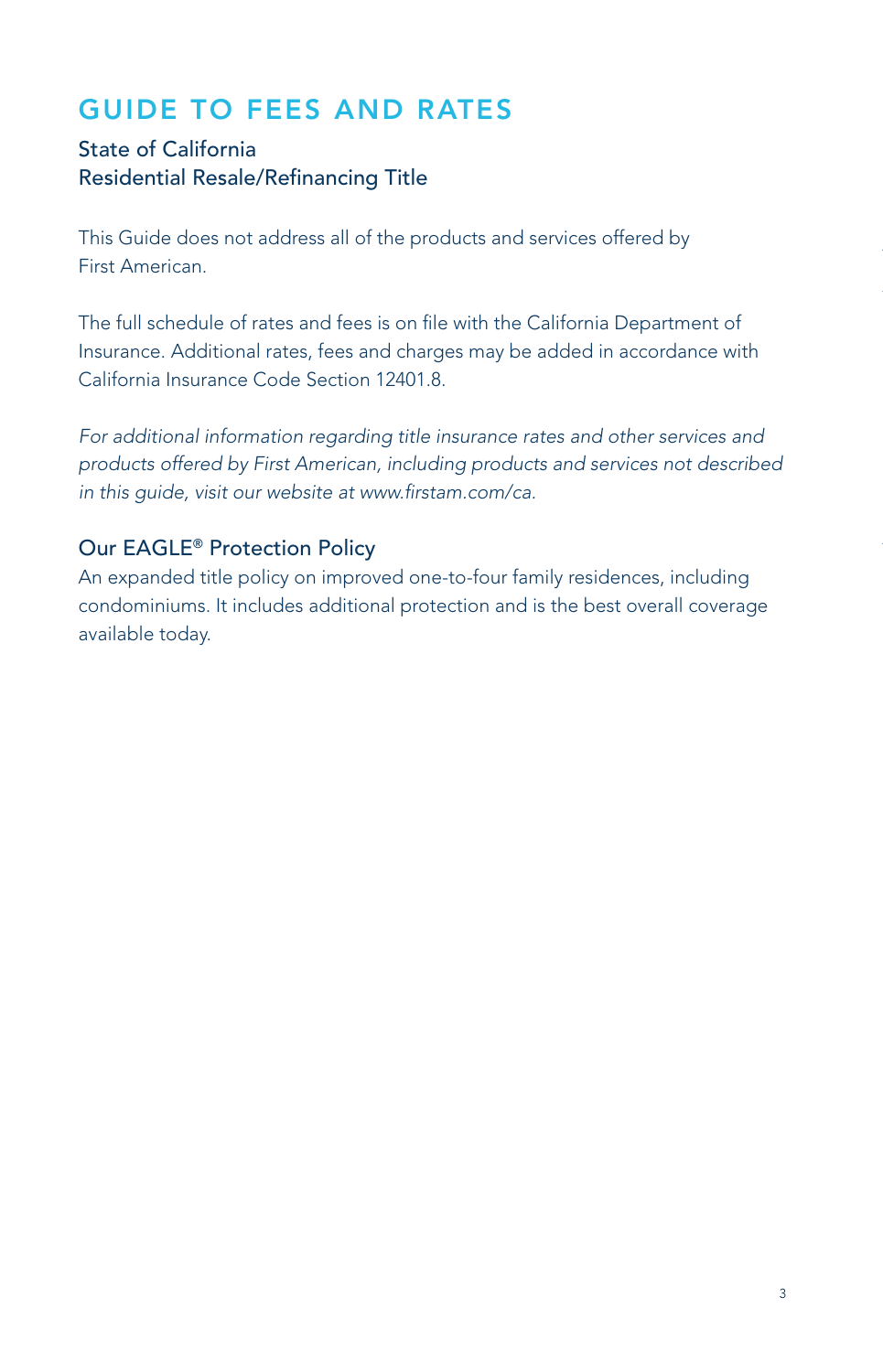# GUIDE TO FEES AND RATES

## State of California
## Residential Resale/Refinancing Title

This Guide does not address all of the products and services offered by First American.

The full schedule of rates and fees is on file with the California Department of Insurance. Additional rates, fees and charges may be added in accordance with California Insurance Code Section 12401.8.

*For additional information regarding title insurance rates and other services and products offered by First American, including products and services not described in this guide, visit our website at www.firstam.com/ca.*

### Our EAGLE® Protection Policy

An expanded title policy on improved one-to-four family residences, including condominiums. It includes additional protection and is the best overall coverage available today.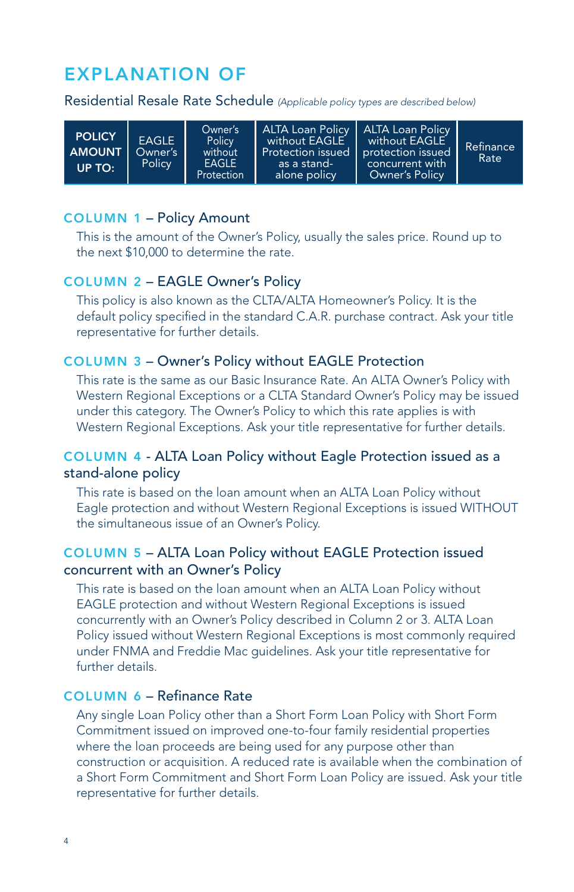# EXPLANATION OF

Residential Resale Rate Schedule *(Applicable policy types are described below)*

| POLICY AMOUNT UP TO: | EAGLE Owner's Policy | Owner's Policy without EAGLE Protection | ALTA Loan Policy without EAGLE Protection issued as a stand-alone policy | ALTA Loan Policy without EAGLE protection issued concurrent with Owner's Policy | Refinance Rate |
|---|---|---|---|---|---|

## COLUMN 1 – Policy Amount

This is the amount of the Owner's Policy, usually the sales price. Round up to the next $10,000 to determine the rate.

## COLUMN 2 – EAGLE Owner's Policy

This policy is also known as the CLTA/ALTA Homeowner's Policy. It is the default policy specified in the standard C.A.R. purchase contract. Ask your title representative for further details.

## COLUMN 3 – Owner's Policy without EAGLE Protection

This rate is the same as our Basic Insurance Rate. An ALTA Owner's Policy with Western Regional Exceptions or a CLTA Standard Owner's Policy may be issued under this category. The Owner's Policy to which this rate applies is with Western Regional Exceptions. Ask your title representative for further details.

## COLUMN 4 - ALTA Loan Policy without Eagle Protection issued as a stand-alone policy

This rate is based on the loan amount when an ALTA Loan Policy without Eagle protection and without Western Regional Exceptions is issued WITHOUT the simultaneous issue of an Owner's Policy.

## COLUMN 5 – ALTA Loan Policy without EAGLE Protection issued concurrent with an Owner's Policy

This rate is based on the loan amount when an ALTA Loan Policy without EAGLE protection and without Western Regional Exceptions is issued concurrently with an Owner's Policy described in Column 2 or 3. ALTA Loan Policy issued without Western Regional Exceptions is most commonly required under FNMA and Freddie Mac guidelines. Ask your title representative for further details.

## COLUMN 6 – Refinance Rate

Any single Loan Policy other than a Short Form Loan Policy with Short Form Commitment issued on improved one-to-four family residential properties where the loan proceeds are being used for any purpose other than construction or acquisition. A reduced rate is available when the combination of a Short Form Commitment and Short Form Loan Policy are issued. Ask your title representative for further details.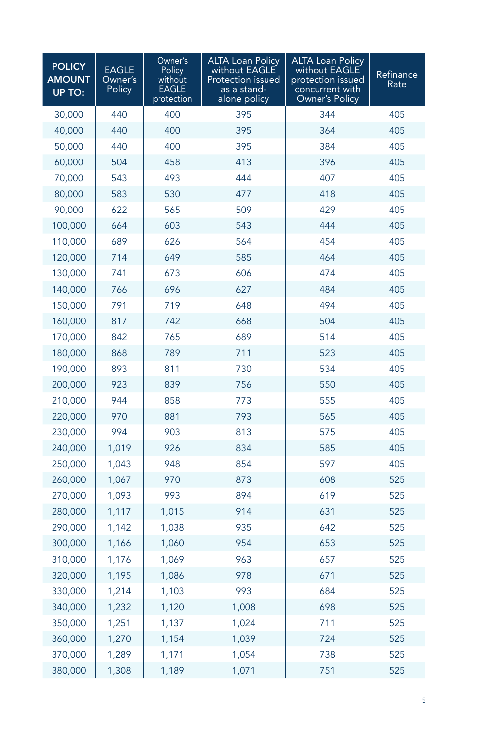| POLICY AMOUNT UP TO: | EAGLE Owner's Policy | Owner's Policy without EAGLE protection | ALTA Loan Policy without EAGLE Protection issued as a stand-alone policy | ALTA Loan Policy without EAGLE protection issued concurrent with Owner's Policy | Refinance Rate |
|---|---|---|---|---|---|
| 30,000 | 440 | 400 | 395 | 344 | 405 |
| 40,000 | 440 | 400 | 395 | 364 | 405 |
| 50,000 | 440 | 400 | 395 | 384 | 405 |
| 60,000 | 504 | 458 | 413 | 396 | 405 |
| 70,000 | 543 | 493 | 444 | 407 | 405 |
| 80,000 | 583 | 530 | 477 | 418 | 405 |
| 90,000 | 622 | 565 | 509 | 429 | 405 |
| 100,000 | 664 | 603 | 543 | 444 | 405 |
| 110,000 | 689 | 626 | 564 | 454 | 405 |
| 120,000 | 714 | 649 | 585 | 464 | 405 |
| 130,000 | 741 | 673 | 606 | 474 | 405 |
| 140,000 | 766 | 696 | 627 | 484 | 405 |
| 150,000 | 791 | 719 | 648 | 494 | 405 |
| 160,000 | 817 | 742 | 668 | 504 | 405 |
| 170,000 | 842 | 765 | 689 | 514 | 405 |
| 180,000 | 868 | 789 | 711 | 523 | 405 |
| 190,000 | 893 | 811 | 730 | 534 | 405 |
| 200,000 | 923 | 839 | 756 | 550 | 405 |
| 210,000 | 944 | 858 | 773 | 555 | 405 |
| 220,000 | 970 | 881 | 793 | 565 | 405 |
| 230,000 | 994 | 903 | 813 | 575 | 405 |
| 240,000 | 1,019 | 926 | 834 | 585 | 405 |
| 250,000 | 1,043 | 948 | 854 | 597 | 405 |
| 260,000 | 1,067 | 970 | 873 | 608 | 525 |
| 270,000 | 1,093 | 993 | 894 | 619 | 525 |
| 280,000 | 1,117 | 1,015 | 914 | 631 | 525 |
| 290,000 | 1,142 | 1,038 | 935 | 642 | 525 |
| 300,000 | 1,166 | 1,060 | 954 | 653 | 525 |
| 310,000 | 1,176 | 1,069 | 963 | 657 | 525 |
| 320,000 | 1,195 | 1,086 | 978 | 671 | 525 |
| 330,000 | 1,214 | 1,103 | 993 | 684 | 525 |
| 340,000 | 1,232 | 1,120 | 1,008 | 698 | 525 |
| 350,000 | 1,251 | 1,137 | 1,024 | 711 | 525 |
| 360,000 | 1,270 | 1,154 | 1,039 | 724 | 525 |
| 370,000 | 1,289 | 1,171 | 1,054 | 738 | 525 |
| 380,000 | 1,308 | 1,189 | 1,071 | 751 | 525 |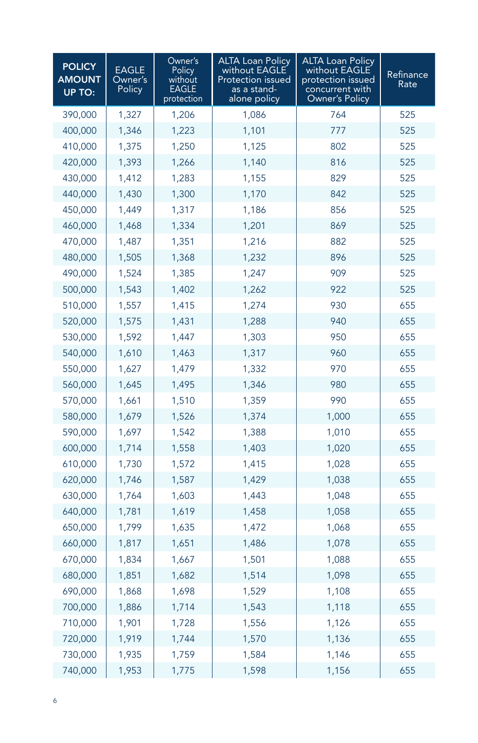| POLICY AMOUNT UP TO: | EAGLE Owner's Policy | Owner's Policy without EAGLE protection | ALTA Loan Policy without EAGLE Protection issued as a stand-alone policy | ALTA Loan Policy without EAGLE protection issued concurrent with Owner's Policy | Refinance Rate |
|---|---|---|---|---|---|
| 390,000 | 1,327 | 1,206 | 1,086 | 764 | 525 |
| 400,000 | 1,346 | 1,223 | 1,101 | 777 | 525 |
| 410,000 | 1,375 | 1,250 | 1,125 | 802 | 525 |
| 420,000 | 1,393 | 1,266 | 1,140 | 816 | 525 |
| 430,000 | 1,412 | 1,283 | 1,155 | 829 | 525 |
| 440,000 | 1,430 | 1,300 | 1,170 | 842 | 525 |
| 450,000 | 1,449 | 1,317 | 1,186 | 856 | 525 |
| 460,000 | 1,468 | 1,334 | 1,201 | 869 | 525 |
| 470,000 | 1,487 | 1,351 | 1,216 | 882 | 525 |
| 480,000 | 1,505 | 1,368 | 1,232 | 896 | 525 |
| 490,000 | 1,524 | 1,385 | 1,247 | 909 | 525 |
| 500,000 | 1,543 | 1,402 | 1,262 | 922 | 525 |
| 510,000 | 1,557 | 1,415 | 1,274 | 930 | 655 |
| 520,000 | 1,575 | 1,431 | 1,288 | 940 | 655 |
| 530,000 | 1,592 | 1,447 | 1,303 | 950 | 655 |
| 540,000 | 1,610 | 1,463 | 1,317 | 960 | 655 |
| 550,000 | 1,627 | 1,479 | 1,332 | 970 | 655 |
| 560,000 | 1,645 | 1,495 | 1,346 | 980 | 655 |
| 570,000 | 1,661 | 1,510 | 1,359 | 990 | 655 |
| 580,000 | 1,679 | 1,526 | 1,374 | 1,000 | 655 |
| 590,000 | 1,697 | 1,542 | 1,388 | 1,010 | 655 |
| 600,000 | 1,714 | 1,558 | 1,403 | 1,020 | 655 |
| 610,000 | 1,730 | 1,572 | 1,415 | 1,028 | 655 |
| 620,000 | 1,746 | 1,587 | 1,429 | 1,038 | 655 |
| 630,000 | 1,764 | 1,603 | 1,443 | 1,048 | 655 |
| 640,000 | 1,781 | 1,619 | 1,458 | 1,058 | 655 |
| 650,000 | 1,799 | 1,635 | 1,472 | 1,068 | 655 |
| 660,000 | 1,817 | 1,651 | 1,486 | 1,078 | 655 |
| 670,000 | 1,834 | 1,667 | 1,501 | 1,088 | 655 |
| 680,000 | 1,851 | 1,682 | 1,514 | 1,098 | 655 |
| 690,000 | 1,868 | 1,698 | 1,529 | 1,108 | 655 |
| 700,000 | 1,886 | 1,714 | 1,543 | 1,118 | 655 |
| 710,000 | 1,901 | 1,728 | 1,556 | 1,126 | 655 |
| 720,000 | 1,919 | 1,744 | 1,570 | 1,136 | 655 |
| 730,000 | 1,935 | 1,759 | 1,584 | 1,146 | 655 |
| 740,000 | 1,953 | 1,775 | 1,598 | 1,156 | 655 |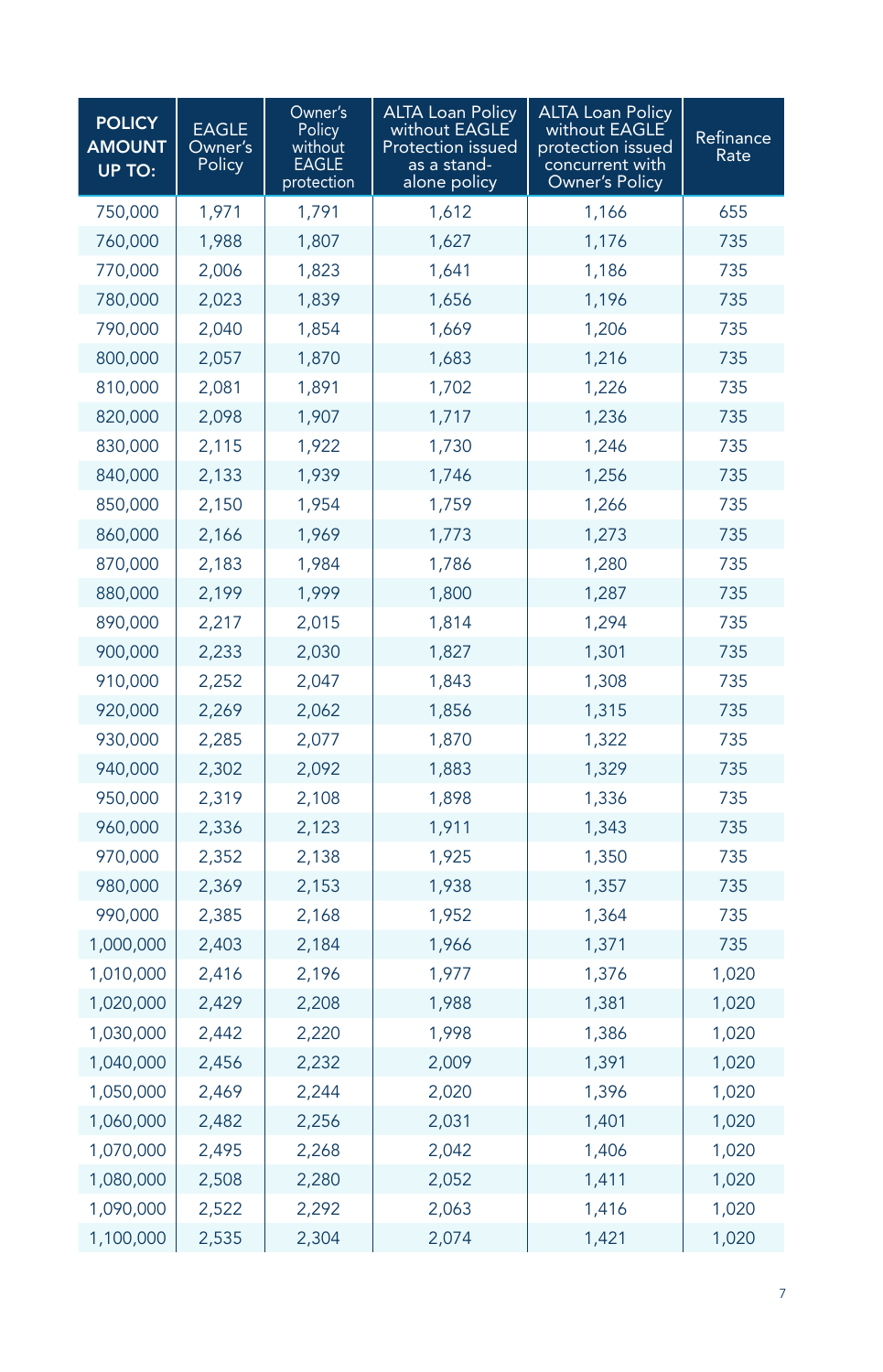| POLICY AMOUNT UP TO: | EAGLE Owner's Policy | Owner's Policy without EAGLE protection | ALTA Loan Policy without EAGLE Protection issued as a stand-alone policy | ALTA Loan Policy without EAGLE protection issued concurrent with Owner's Policy | Refinance Rate |
|---|---|---|---|---|---|
| 750,000 | 1,971 | 1,791 | 1,612 | 1,166 | 655 |
| 760,000 | 1,988 | 1,807 | 1,627 | 1,176 | 735 |
| 770,000 | 2,006 | 1,823 | 1,641 | 1,186 | 735 |
| 780,000 | 2,023 | 1,839 | 1,656 | 1,196 | 735 |
| 790,000 | 2,040 | 1,854 | 1,669 | 1,206 | 735 |
| 800,000 | 2,057 | 1,870 | 1,683 | 1,216 | 735 |
| 810,000 | 2,081 | 1,891 | 1,702 | 1,226 | 735 |
| 820,000 | 2,098 | 1,907 | 1,717 | 1,236 | 735 |
| 830,000 | 2,115 | 1,922 | 1,730 | 1,246 | 735 |
| 840,000 | 2,133 | 1,939 | 1,746 | 1,256 | 735 |
| 850,000 | 2,150 | 1,954 | 1,759 | 1,266 | 735 |
| 860,000 | 2,166 | 1,969 | 1,773 | 1,273 | 735 |
| 870,000 | 2,183 | 1,984 | 1,786 | 1,280 | 735 |
| 880,000 | 2,199 | 1,999 | 1,800 | 1,287 | 735 |
| 890,000 | 2,217 | 2,015 | 1,814 | 1,294 | 735 |
| 900,000 | 2,233 | 2,030 | 1,827 | 1,301 | 735 |
| 910,000 | 2,252 | 2,047 | 1,843 | 1,308 | 735 |
| 920,000 | 2,269 | 2,062 | 1,856 | 1,315 | 735 |
| 930,000 | 2,285 | 2,077 | 1,870 | 1,322 | 735 |
| 940,000 | 2,302 | 2,092 | 1,883 | 1,329 | 735 |
| 950,000 | 2,319 | 2,108 | 1,898 | 1,336 | 735 |
| 960,000 | 2,336 | 2,123 | 1,911 | 1,343 | 735 |
| 970,000 | 2,352 | 2,138 | 1,925 | 1,350 | 735 |
| 980,000 | 2,369 | 2,153 | 1,938 | 1,357 | 735 |
| 990,000 | 2,385 | 2,168 | 1,952 | 1,364 | 735 |
| 1,000,000 | 2,403 | 2,184 | 1,966 | 1,371 | 735 |
| 1,010,000 | 2,416 | 2,196 | 1,977 | 1,376 | 1,020 |
| 1,020,000 | 2,429 | 2,208 | 1,988 | 1,381 | 1,020 |
| 1,030,000 | 2,442 | 2,220 | 1,998 | 1,386 | 1,020 |
| 1,040,000 | 2,456 | 2,232 | 2,009 | 1,391 | 1,020 |
| 1,050,000 | 2,469 | 2,244 | 2,020 | 1,396 | 1,020 |
| 1,060,000 | 2,482 | 2,256 | 2,031 | 1,401 | 1,020 |
| 1,070,000 | 2,495 | 2,268 | 2,042 | 1,406 | 1,020 |
| 1,080,000 | 2,508 | 2,280 | 2,052 | 1,411 | 1,020 |
| 1,090,000 | 2,522 | 2,292 | 2,063 | 1,416 | 1,020 |
| 1,100,000 | 2,535 | 2,304 | 2,074 | 1,421 | 1,020 |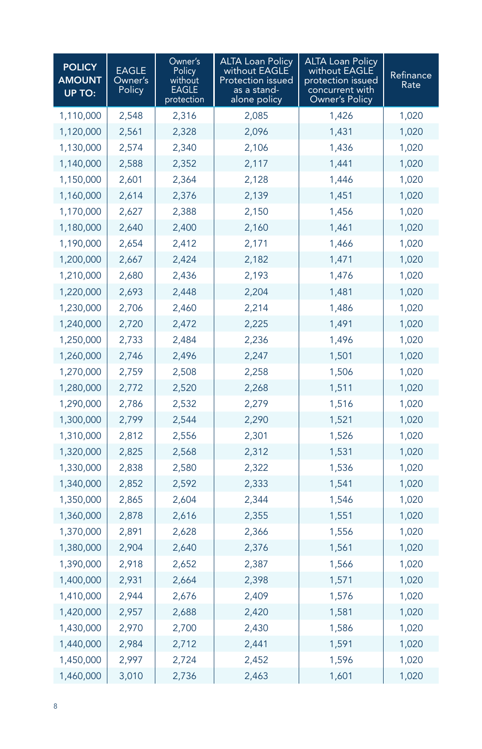| POLICY AMOUNT UP TO: | EAGLE Owner's Policy | Owner's Policy without EAGLE protection | ALTA Loan Policy without EAGLE Protection issued as a stand-alone policy | ALTA Loan Policy without EAGLE protection issued concurrent with Owner's Policy | Refinance Rate |
|---|---|---|---|---|---|
| 1,110,000 | 2,548 | 2,316 | 2,085 | 1,426 | 1,020 |
| 1,120,000 | 2,561 | 2,328 | 2,096 | 1,431 | 1,020 |
| 1,130,000 | 2,574 | 2,340 | 2,106 | 1,436 | 1,020 |
| 1,140,000 | 2,588 | 2,352 | 2,117 | 1,441 | 1,020 |
| 1,150,000 | 2,601 | 2,364 | 2,128 | 1,446 | 1,020 |
| 1,160,000 | 2,614 | 2,376 | 2,139 | 1,451 | 1,020 |
| 1,170,000 | 2,627 | 2,388 | 2,150 | 1,456 | 1,020 |
| 1,180,000 | 2,640 | 2,400 | 2,160 | 1,461 | 1,020 |
| 1,190,000 | 2,654 | 2,412 | 2,171 | 1,466 | 1,020 |
| 1,200,000 | 2,667 | 2,424 | 2,182 | 1,471 | 1,020 |
| 1,210,000 | 2,680 | 2,436 | 2,193 | 1,476 | 1,020 |
| 1,220,000 | 2,693 | 2,448 | 2,204 | 1,481 | 1,020 |
| 1,230,000 | 2,706 | 2,460 | 2,214 | 1,486 | 1,020 |
| 1,240,000 | 2,720 | 2,472 | 2,225 | 1,491 | 1,020 |
| 1,250,000 | 2,733 | 2,484 | 2,236 | 1,496 | 1,020 |
| 1,260,000 | 2,746 | 2,496 | 2,247 | 1,501 | 1,020 |
| 1,270,000 | 2,759 | 2,508 | 2,258 | 1,506 | 1,020 |
| 1,280,000 | 2,772 | 2,520 | 2,268 | 1,511 | 1,020 |
| 1,290,000 | 2,786 | 2,532 | 2,279 | 1,516 | 1,020 |
| 1,300,000 | 2,799 | 2,544 | 2,290 | 1,521 | 1,020 |
| 1,310,000 | 2,812 | 2,556 | 2,301 | 1,526 | 1,020 |
| 1,320,000 | 2,825 | 2,568 | 2,312 | 1,531 | 1,020 |
| 1,330,000 | 2,838 | 2,580 | 2,322 | 1,536 | 1,020 |
| 1,340,000 | 2,852 | 2,592 | 2,333 | 1,541 | 1,020 |
| 1,350,000 | 2,865 | 2,604 | 2,344 | 1,546 | 1,020 |
| 1,360,000 | 2,878 | 2,616 | 2,355 | 1,551 | 1,020 |
| 1,370,000 | 2,891 | 2,628 | 2,366 | 1,556 | 1,020 |
| 1,380,000 | 2,904 | 2,640 | 2,376 | 1,561 | 1,020 |
| 1,390,000 | 2,918 | 2,652 | 2,387 | 1,566 | 1,020 |
| 1,400,000 | 2,931 | 2,664 | 2,398 | 1,571 | 1,020 |
| 1,410,000 | 2,944 | 2,676 | 2,409 | 1,576 | 1,020 |
| 1,420,000 | 2,957 | 2,688 | 2,420 | 1,581 | 1,020 |
| 1,430,000 | 2,970 | 2,700 | 2,430 | 1,586 | 1,020 |
| 1,440,000 | 2,984 | 2,712 | 2,441 | 1,591 | 1,020 |
| 1,450,000 | 2,997 | 2,724 | 2,452 | 1,596 | 1,020 |
| 1,460,000 | 3,010 | 2,736 | 2,463 | 1,601 | 1,020 |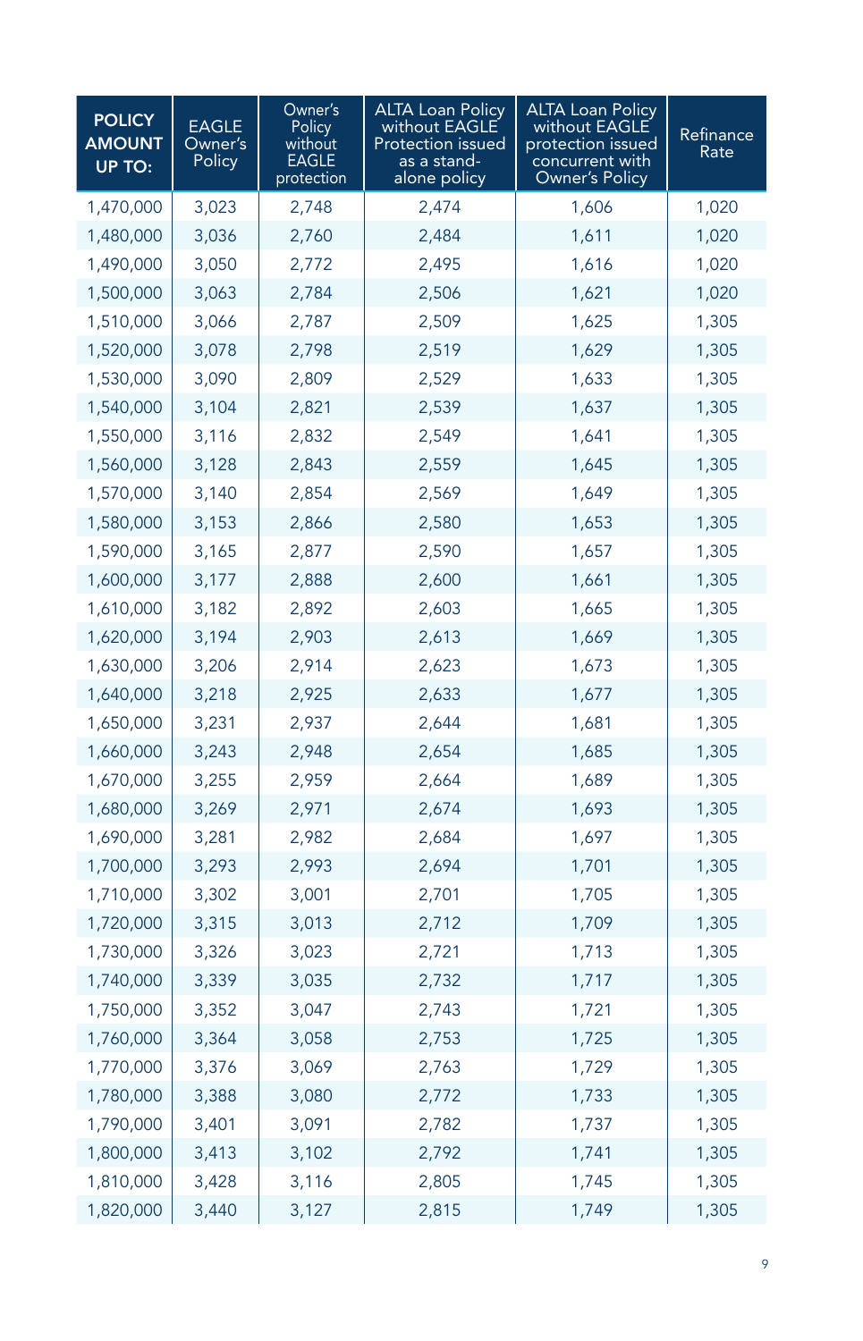| POLICY AMOUNT UP TO: | EAGLE Owner's Policy | Owner's Policy without EAGLE protection | ALTA Loan Policy without EAGLE Protection issued as a stand-alone policy | ALTA Loan Policy without EAGLE protection issued concurrent with Owner's Policy | Refinance Rate |
|---|---|---|---|---|---|
| 1,470,000 | 3,023 | 2,748 | 2,474 | 1,606 | 1,020 |
| 1,480,000 | 3,036 | 2,760 | 2,484 | 1,611 | 1,020 |
| 1,490,000 | 3,050 | 2,772 | 2,495 | 1,616 | 1,020 |
| 1,500,000 | 3,063 | 2,784 | 2,506 | 1,621 | 1,020 |
| 1,510,000 | 3,066 | 2,787 | 2,509 | 1,625 | 1,305 |
| 1,520,000 | 3,078 | 2,798 | 2,519 | 1,629 | 1,305 |
| 1,530,000 | 3,090 | 2,809 | 2,529 | 1,633 | 1,305 |
| 1,540,000 | 3,104 | 2,821 | 2,539 | 1,637 | 1,305 |
| 1,550,000 | 3,116 | 2,832 | 2,549 | 1,641 | 1,305 |
| 1,560,000 | 3,128 | 2,843 | 2,559 | 1,645 | 1,305 |
| 1,570,000 | 3,140 | 2,854 | 2,569 | 1,649 | 1,305 |
| 1,580,000 | 3,153 | 2,866 | 2,580 | 1,653 | 1,305 |
| 1,590,000 | 3,165 | 2,877 | 2,590 | 1,657 | 1,305 |
| 1,600,000 | 3,177 | 2,888 | 2,600 | 1,661 | 1,305 |
| 1,610,000 | 3,182 | 2,892 | 2,603 | 1,665 | 1,305 |
| 1,620,000 | 3,194 | 2,903 | 2,613 | 1,669 | 1,305 |
| 1,630,000 | 3,206 | 2,914 | 2,623 | 1,673 | 1,305 |
| 1,640,000 | 3,218 | 2,925 | 2,633 | 1,677 | 1,305 |
| 1,650,000 | 3,231 | 2,937 | 2,644 | 1,681 | 1,305 |
| 1,660,000 | 3,243 | 2,948 | 2,654 | 1,685 | 1,305 |
| 1,670,000 | 3,255 | 2,959 | 2,664 | 1,689 | 1,305 |
| 1,680,000 | 3,269 | 2,971 | 2,674 | 1,693 | 1,305 |
| 1,690,000 | 3,281 | 2,982 | 2,684 | 1,697 | 1,305 |
| 1,700,000 | 3,293 | 2,993 | 2,694 | 1,701 | 1,305 |
| 1,710,000 | 3,302 | 3,001 | 2,701 | 1,705 | 1,305 |
| 1,720,000 | 3,315 | 3,013 | 2,712 | 1,709 | 1,305 |
| 1,730,000 | 3,326 | 3,023 | 2,721 | 1,713 | 1,305 |
| 1,740,000 | 3,339 | 3,035 | 2,732 | 1,717 | 1,305 |
| 1,750,000 | 3,352 | 3,047 | 2,743 | 1,721 | 1,305 |
| 1,760,000 | 3,364 | 3,058 | 2,753 | 1,725 | 1,305 |
| 1,770,000 | 3,376 | 3,069 | 2,763 | 1,729 | 1,305 |
| 1,780,000 | 3,388 | 3,080 | 2,772 | 1,733 | 1,305 |
| 1,790,000 | 3,401 | 3,091 | 2,782 | 1,737 | 1,305 |
| 1,800,000 | 3,413 | 3,102 | 2,792 | 1,741 | 1,305 |
| 1,810,000 | 3,428 | 3,116 | 2,805 | 1,745 | 1,305 |
| 1,820,000 | 3,440 | 3,127 | 2,815 | 1,749 | 1,305 |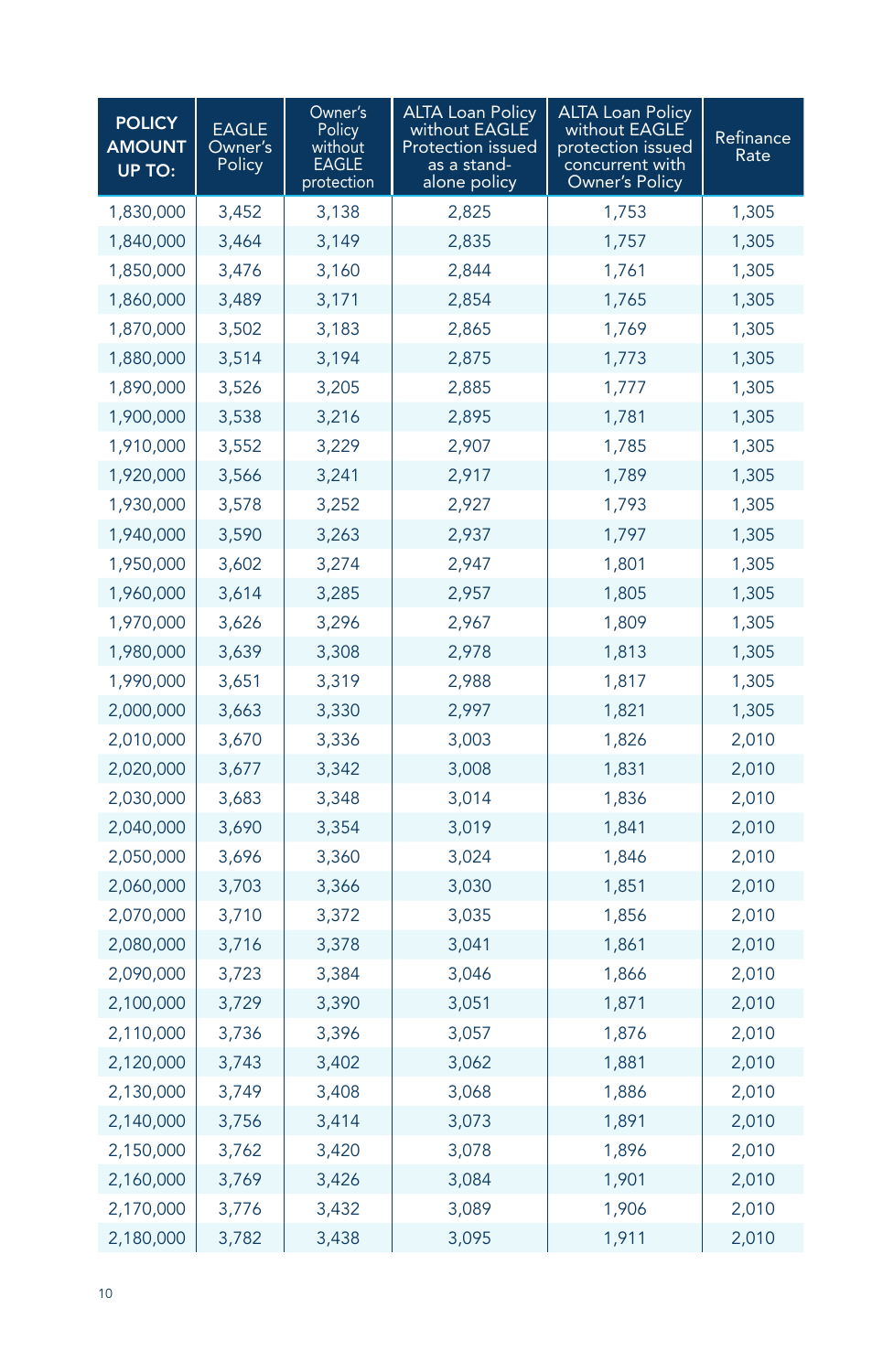| POLICY AMOUNT UP TO: | EAGLE Owner's Policy | Owner's Policy without EAGLE protection | ALTA Loan Policy without EAGLE Protection issued as a stand-alone policy | ALTA Loan Policy without EAGLE protection issued concurrent with Owner's Policy | Refinance Rate |
|---|---|---|---|---|---|
| 1,830,000 | 3,452 | 3,138 | 2,825 | 1,753 | 1,305 |
| 1,840,000 | 3,464 | 3,149 | 2,835 | 1,757 | 1,305 |
| 1,850,000 | 3,476 | 3,160 | 2,844 | 1,761 | 1,305 |
| 1,860,000 | 3,489 | 3,171 | 2,854 | 1,765 | 1,305 |
| 1,870,000 | 3,502 | 3,183 | 2,865 | 1,769 | 1,305 |
| 1,880,000 | 3,514 | 3,194 | 2,875 | 1,773 | 1,305 |
| 1,890,000 | 3,526 | 3,205 | 2,885 | 1,777 | 1,305 |
| 1,900,000 | 3,538 | 3,216 | 2,895 | 1,781 | 1,305 |
| 1,910,000 | 3,552 | 3,229 | 2,907 | 1,785 | 1,305 |
| 1,920,000 | 3,566 | 3,241 | 2,917 | 1,789 | 1,305 |
| 1,930,000 | 3,578 | 3,252 | 2,927 | 1,793 | 1,305 |
| 1,940,000 | 3,590 | 3,263 | 2,937 | 1,797 | 1,305 |
| 1,950,000 | 3,602 | 3,274 | 2,947 | 1,801 | 1,305 |
| 1,960,000 | 3,614 | 3,285 | 2,957 | 1,805 | 1,305 |
| 1,970,000 | 3,626 | 3,296 | 2,967 | 1,809 | 1,305 |
| 1,980,000 | 3,639 | 3,308 | 2,978 | 1,813 | 1,305 |
| 1,990,000 | 3,651 | 3,319 | 2,988 | 1,817 | 1,305 |
| 2,000,000 | 3,663 | 3,330 | 2,997 | 1,821 | 1,305 |
| 2,010,000 | 3,670 | 3,336 | 3,003 | 1,826 | 2,010 |
| 2,020,000 | 3,677 | 3,342 | 3,008 | 1,831 | 2,010 |
| 2,030,000 | 3,683 | 3,348 | 3,014 | 1,836 | 2,010 |
| 2,040,000 | 3,690 | 3,354 | 3,019 | 1,841 | 2,010 |
| 2,050,000 | 3,696 | 3,360 | 3,024 | 1,846 | 2,010 |
| 2,060,000 | 3,703 | 3,366 | 3,030 | 1,851 | 2,010 |
| 2,070,000 | 3,710 | 3,372 | 3,035 | 1,856 | 2,010 |
| 2,080,000 | 3,716 | 3,378 | 3,041 | 1,861 | 2,010 |
| 2,090,000 | 3,723 | 3,384 | 3,046 | 1,866 | 2,010 |
| 2,100,000 | 3,729 | 3,390 | 3,051 | 1,871 | 2,010 |
| 2,110,000 | 3,736 | 3,396 | 3,057 | 1,876 | 2,010 |
| 2,120,000 | 3,743 | 3,402 | 3,062 | 1,881 | 2,010 |
| 2,130,000 | 3,749 | 3,408 | 3,068 | 1,886 | 2,010 |
| 2,140,000 | 3,756 | 3,414 | 3,073 | 1,891 | 2,010 |
| 2,150,000 | 3,762 | 3,420 | 3,078 | 1,896 | 2,010 |
| 2,160,000 | 3,769 | 3,426 | 3,084 | 1,901 | 2,010 |
| 2,170,000 | 3,776 | 3,432 | 3,089 | 1,906 | 2,010 |
| 2,180,000 | 3,782 | 3,438 | 3,095 | 1,911 | 2,010 |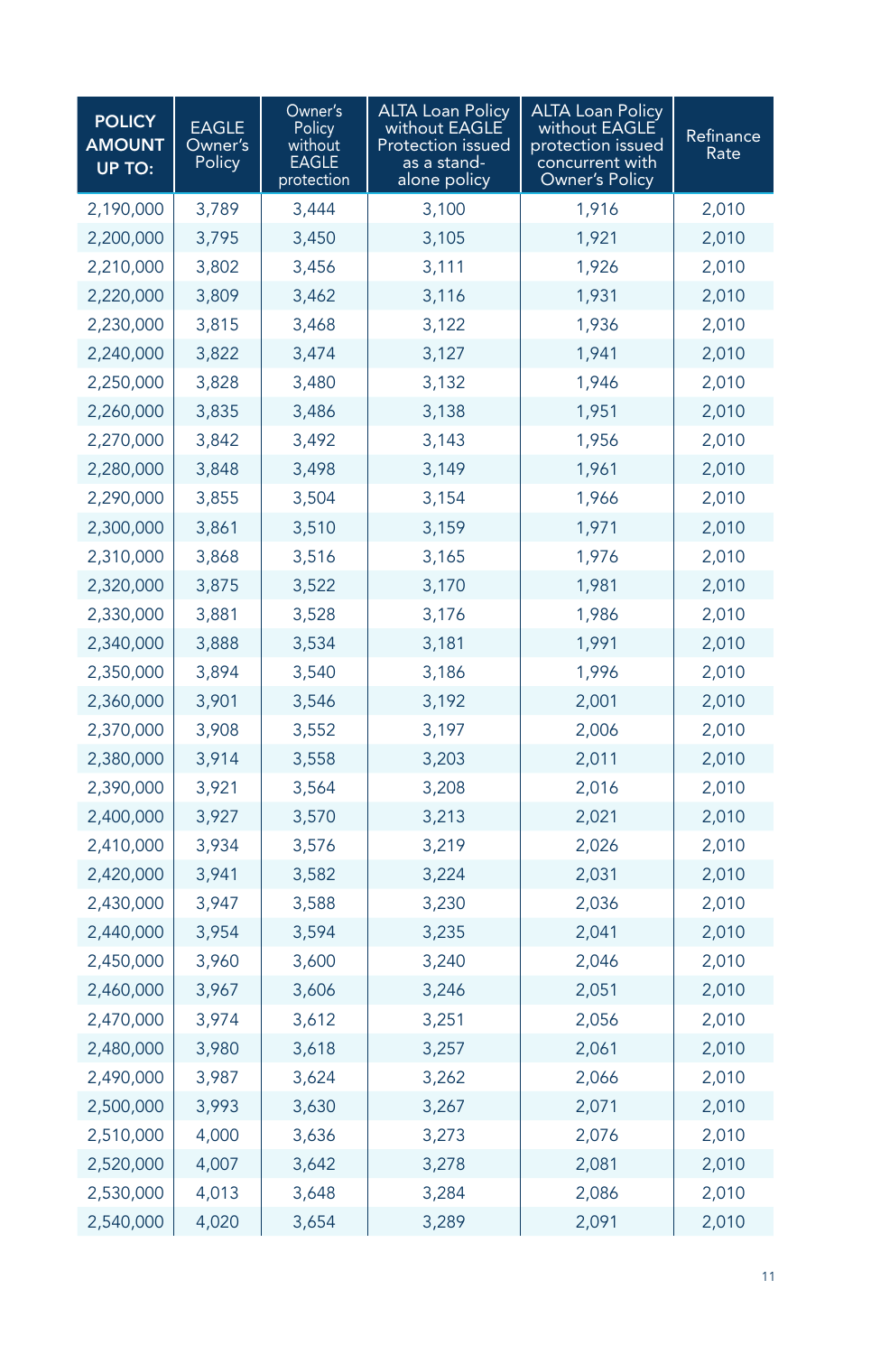| POLICY AMOUNT UP TO: | EAGLE Owner's Policy | Owner's Policy without EAGLE protection | ALTA Loan Policy without EAGLE Protection issued as a stand-alone policy | ALTA Loan Policy without EAGLE protection issued concurrent with Owner's Policy | Refinance Rate |
|---|---|---|---|---|---|
| 2,190,000 | 3,789 | 3,444 | 3,100 | 1,916 | 2,010 |
| 2,200,000 | 3,795 | 3,450 | 3,105 | 1,921 | 2,010 |
| 2,210,000 | 3,802 | 3,456 | 3,111 | 1,926 | 2,010 |
| 2,220,000 | 3,809 | 3,462 | 3,116 | 1,931 | 2,010 |
| 2,230,000 | 3,815 | 3,468 | 3,122 | 1,936 | 2,010 |
| 2,240,000 | 3,822 | 3,474 | 3,127 | 1,941 | 2,010 |
| 2,250,000 | 3,828 | 3,480 | 3,132 | 1,946 | 2,010 |
| 2,260,000 | 3,835 | 3,486 | 3,138 | 1,951 | 2,010 |
| 2,270,000 | 3,842 | 3,492 | 3,143 | 1,956 | 2,010 |
| 2,280,000 | 3,848 | 3,498 | 3,149 | 1,961 | 2,010 |
| 2,290,000 | 3,855 | 3,504 | 3,154 | 1,966 | 2,010 |
| 2,300,000 | 3,861 | 3,510 | 3,159 | 1,971 | 2,010 |
| 2,310,000 | 3,868 | 3,516 | 3,165 | 1,976 | 2,010 |
| 2,320,000 | 3,875 | 3,522 | 3,170 | 1,981 | 2,010 |
| 2,330,000 | 3,881 | 3,528 | 3,176 | 1,986 | 2,010 |
| 2,340,000 | 3,888 | 3,534 | 3,181 | 1,991 | 2,010 |
| 2,350,000 | 3,894 | 3,540 | 3,186 | 1,996 | 2,010 |
| 2,360,000 | 3,901 | 3,546 | 3,192 | 2,001 | 2,010 |
| 2,370,000 | 3,908 | 3,552 | 3,197 | 2,006 | 2,010 |
| 2,380,000 | 3,914 | 3,558 | 3,203 | 2,011 | 2,010 |
| 2,390,000 | 3,921 | 3,564 | 3,208 | 2,016 | 2,010 |
| 2,400,000 | 3,927 | 3,570 | 3,213 | 2,021 | 2,010 |
| 2,410,000 | 3,934 | 3,576 | 3,219 | 2,026 | 2,010 |
| 2,420,000 | 3,941 | 3,582 | 3,224 | 2,031 | 2,010 |
| 2,430,000 | 3,947 | 3,588 | 3,230 | 2,036 | 2,010 |
| 2,440,000 | 3,954 | 3,594 | 3,235 | 2,041 | 2,010 |
| 2,450,000 | 3,960 | 3,600 | 3,240 | 2,046 | 2,010 |
| 2,460,000 | 3,967 | 3,606 | 3,246 | 2,051 | 2,010 |
| 2,470,000 | 3,974 | 3,612 | 3,251 | 2,056 | 2,010 |
| 2,480,000 | 3,980 | 3,618 | 3,257 | 2,061 | 2,010 |
| 2,490,000 | 3,987 | 3,624 | 3,262 | 2,066 | 2,010 |
| 2,500,000 | 3,993 | 3,630 | 3,267 | 2,071 | 2,010 |
| 2,510,000 | 4,000 | 3,636 | 3,273 | 2,076 | 2,010 |
| 2,520,000 | 4,007 | 3,642 | 3,278 | 2,081 | 2,010 |
| 2,530,000 | 4,013 | 3,648 | 3,284 | 2,086 | 2,010 |
| 2,540,000 | 4,020 | 3,654 | 3,289 | 2,091 | 2,010 |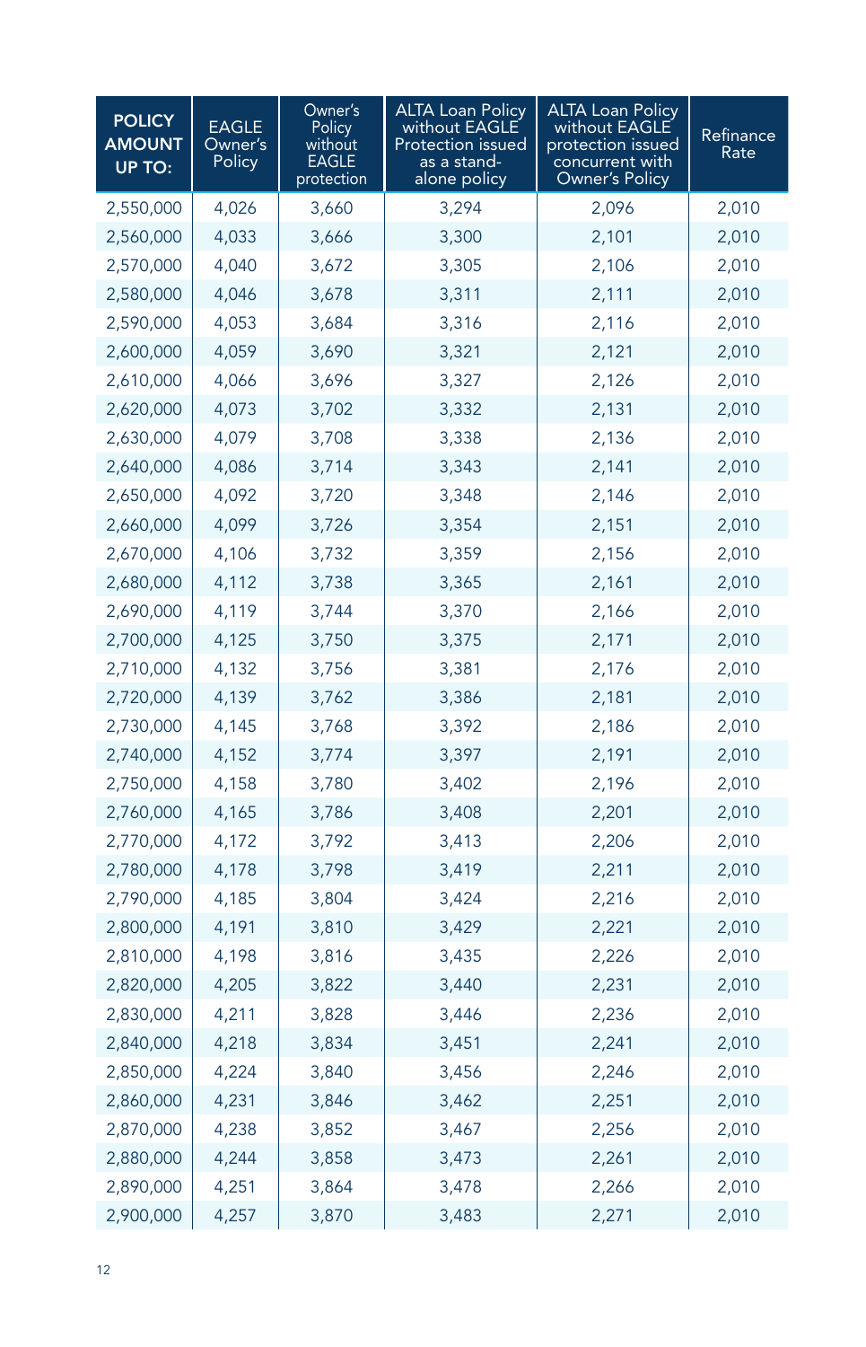| POLICY AMOUNT UP TO: | EAGLE Owner's Policy | Owner's Policy without EAGLE protection | ALTA Loan Policy without EAGLE Protection issued as a stand-alone policy | ALTA Loan Policy without EAGLE protection issued concurrent with Owner's Policy | Refinance Rate |
|---|---|---|---|---|---|
| 2,550,000 | 4,026 | 3,660 | 3,294 | 2,096 | 2,010 |
| 2,560,000 | 4,033 | 3,666 | 3,300 | 2,101 | 2,010 |
| 2,570,000 | 4,040 | 3,672 | 3,305 | 2,106 | 2,010 |
| 2,580,000 | 4,046 | 3,678 | 3,311 | 2,111 | 2,010 |
| 2,590,000 | 4,053 | 3,684 | 3,316 | 2,116 | 2,010 |
| 2,600,000 | 4,059 | 3,690 | 3,321 | 2,121 | 2,010 |
| 2,610,000 | 4,066 | 3,696 | 3,327 | 2,126 | 2,010 |
| 2,620,000 | 4,073 | 3,702 | 3,332 | 2,131 | 2,010 |
| 2,630,000 | 4,079 | 3,708 | 3,338 | 2,136 | 2,010 |
| 2,640,000 | 4,086 | 3,714 | 3,343 | 2,141 | 2,010 |
| 2,650,000 | 4,092 | 3,720 | 3,348 | 2,146 | 2,010 |
| 2,660,000 | 4,099 | 3,726 | 3,354 | 2,151 | 2,010 |
| 2,670,000 | 4,106 | 3,732 | 3,359 | 2,156 | 2,010 |
| 2,680,000 | 4,112 | 3,738 | 3,365 | 2,161 | 2,010 |
| 2,690,000 | 4,119 | 3,744 | 3,370 | 2,166 | 2,010 |
| 2,700,000 | 4,125 | 3,750 | 3,375 | 2,171 | 2,010 |
| 2,710,000 | 4,132 | 3,756 | 3,381 | 2,176 | 2,010 |
| 2,720,000 | 4,139 | 3,762 | 3,386 | 2,181 | 2,010 |
| 2,730,000 | 4,145 | 3,768 | 3,392 | 2,186 | 2,010 |
| 2,740,000 | 4,152 | 3,774 | 3,397 | 2,191 | 2,010 |
| 2,750,000 | 4,158 | 3,780 | 3,402 | 2,196 | 2,010 |
| 2,760,000 | 4,165 | 3,786 | 3,408 | 2,201 | 2,010 |
| 2,770,000 | 4,172 | 3,792 | 3,413 | 2,206 | 2,010 |
| 2,780,000 | 4,178 | 3,798 | 3,419 | 2,211 | 2,010 |
| 2,790,000 | 4,185 | 3,804 | 3,424 | 2,216 | 2,010 |
| 2,800,000 | 4,191 | 3,810 | 3,429 | 2,221 | 2,010 |
| 2,810,000 | 4,198 | 3,816 | 3,435 | 2,226 | 2,010 |
| 2,820,000 | 4,205 | 3,822 | 3,440 | 2,231 | 2,010 |
| 2,830,000 | 4,211 | 3,828 | 3,446 | 2,236 | 2,010 |
| 2,840,000 | 4,218 | 3,834 | 3,451 | 2,241 | 2,010 |
| 2,850,000 | 4,224 | 3,840 | 3,456 | 2,246 | 2,010 |
| 2,860,000 | 4,231 | 3,846 | 3,462 | 2,251 | 2,010 |
| 2,870,000 | 4,238 | 3,852 | 3,467 | 2,256 | 2,010 |
| 2,880,000 | 4,244 | 3,858 | 3,473 | 2,261 | 2,010 |
| 2,890,000 | 4,251 | 3,864 | 3,478 | 2,266 | 2,010 |
| 2,900,000 | 4,257 | 3,870 | 3,483 | 2,271 | 2,010 |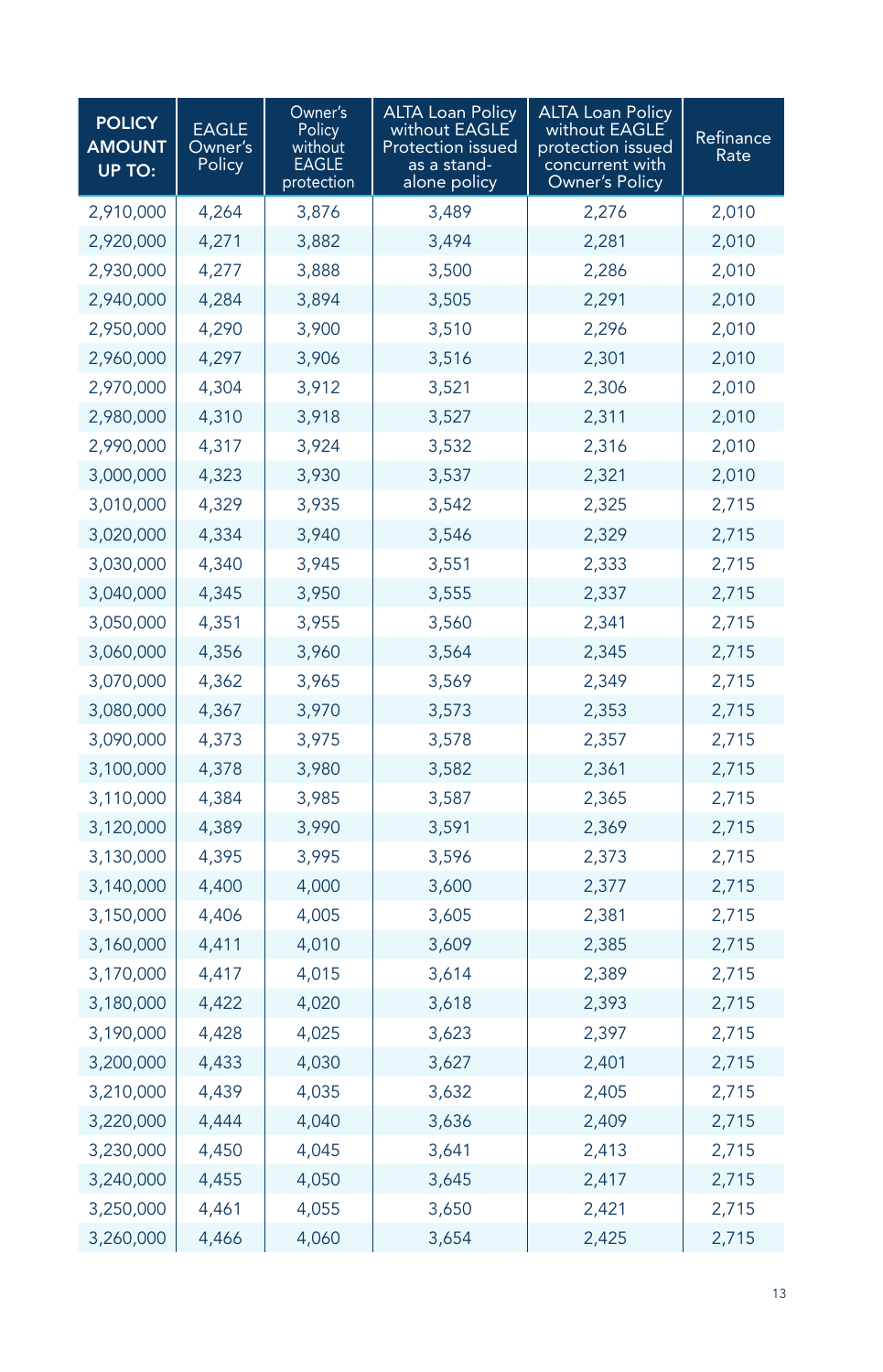| POLICY AMOUNT UP TO: | EAGLE Owner's Policy | Owner's Policy without EAGLE protection | ALTA Loan Policy without EAGLE Protection issued as a stand-alone policy | ALTA Loan Policy without EAGLE protection issued concurrent with Owner's Policy | Refinance Rate |
|---|---|---|---|---|---|
| 2,910,000 | 4,264 | 3,876 | 3,489 | 2,276 | 2,010 |
| 2,920,000 | 4,271 | 3,882 | 3,494 | 2,281 | 2,010 |
| 2,930,000 | 4,277 | 3,888 | 3,500 | 2,286 | 2,010 |
| 2,940,000 | 4,284 | 3,894 | 3,505 | 2,291 | 2,010 |
| 2,950,000 | 4,290 | 3,900 | 3,510 | 2,296 | 2,010 |
| 2,960,000 | 4,297 | 3,906 | 3,516 | 2,301 | 2,010 |
| 2,970,000 | 4,304 | 3,912 | 3,521 | 2,306 | 2,010 |
| 2,980,000 | 4,310 | 3,918 | 3,527 | 2,311 | 2,010 |
| 2,990,000 | 4,317 | 3,924 | 3,532 | 2,316 | 2,010 |
| 3,000,000 | 4,323 | 3,930 | 3,537 | 2,321 | 2,010 |
| 3,010,000 | 4,329 | 3,935 | 3,542 | 2,325 | 2,715 |
| 3,020,000 | 4,334 | 3,940 | 3,546 | 2,329 | 2,715 |
| 3,030,000 | 4,340 | 3,945 | 3,551 | 2,333 | 2,715 |
| 3,040,000 | 4,345 | 3,950 | 3,555 | 2,337 | 2,715 |
| 3,050,000 | 4,351 | 3,955 | 3,560 | 2,341 | 2,715 |
| 3,060,000 | 4,356 | 3,960 | 3,564 | 2,345 | 2,715 |
| 3,070,000 | 4,362 | 3,965 | 3,569 | 2,349 | 2,715 |
| 3,080,000 | 4,367 | 3,970 | 3,573 | 2,353 | 2,715 |
| 3,090,000 | 4,373 | 3,975 | 3,578 | 2,357 | 2,715 |
| 3,100,000 | 4,378 | 3,980 | 3,582 | 2,361 | 2,715 |
| 3,110,000 | 4,384 | 3,985 | 3,587 | 2,365 | 2,715 |
| 3,120,000 | 4,389 | 3,990 | 3,591 | 2,369 | 2,715 |
| 3,130,000 | 4,395 | 3,995 | 3,596 | 2,373 | 2,715 |
| 3,140,000 | 4,400 | 4,000 | 3,600 | 2,377 | 2,715 |
| 3,150,000 | 4,406 | 4,005 | 3,605 | 2,381 | 2,715 |
| 3,160,000 | 4,411 | 4,010 | 3,609 | 2,385 | 2,715 |
| 3,170,000 | 4,417 | 4,015 | 3,614 | 2,389 | 2,715 |
| 3,180,000 | 4,422 | 4,020 | 3,618 | 2,393 | 2,715 |
| 3,190,000 | 4,428 | 4,025 | 3,623 | 2,397 | 2,715 |
| 3,200,000 | 4,433 | 4,030 | 3,627 | 2,401 | 2,715 |
| 3,210,000 | 4,439 | 4,035 | 3,632 | 2,405 | 2,715 |
| 3,220,000 | 4,444 | 4,040 | 3,636 | 2,409 | 2,715 |
| 3,230,000 | 4,450 | 4,045 | 3,641 | 2,413 | 2,715 |
| 3,240,000 | 4,455 | 4,050 | 3,645 | 2,417 | 2,715 |
| 3,250,000 | 4,461 | 4,055 | 3,650 | 2,421 | 2,715 |
| 3,260,000 | 4,466 | 4,060 | 3,654 | 2,425 | 2,715 |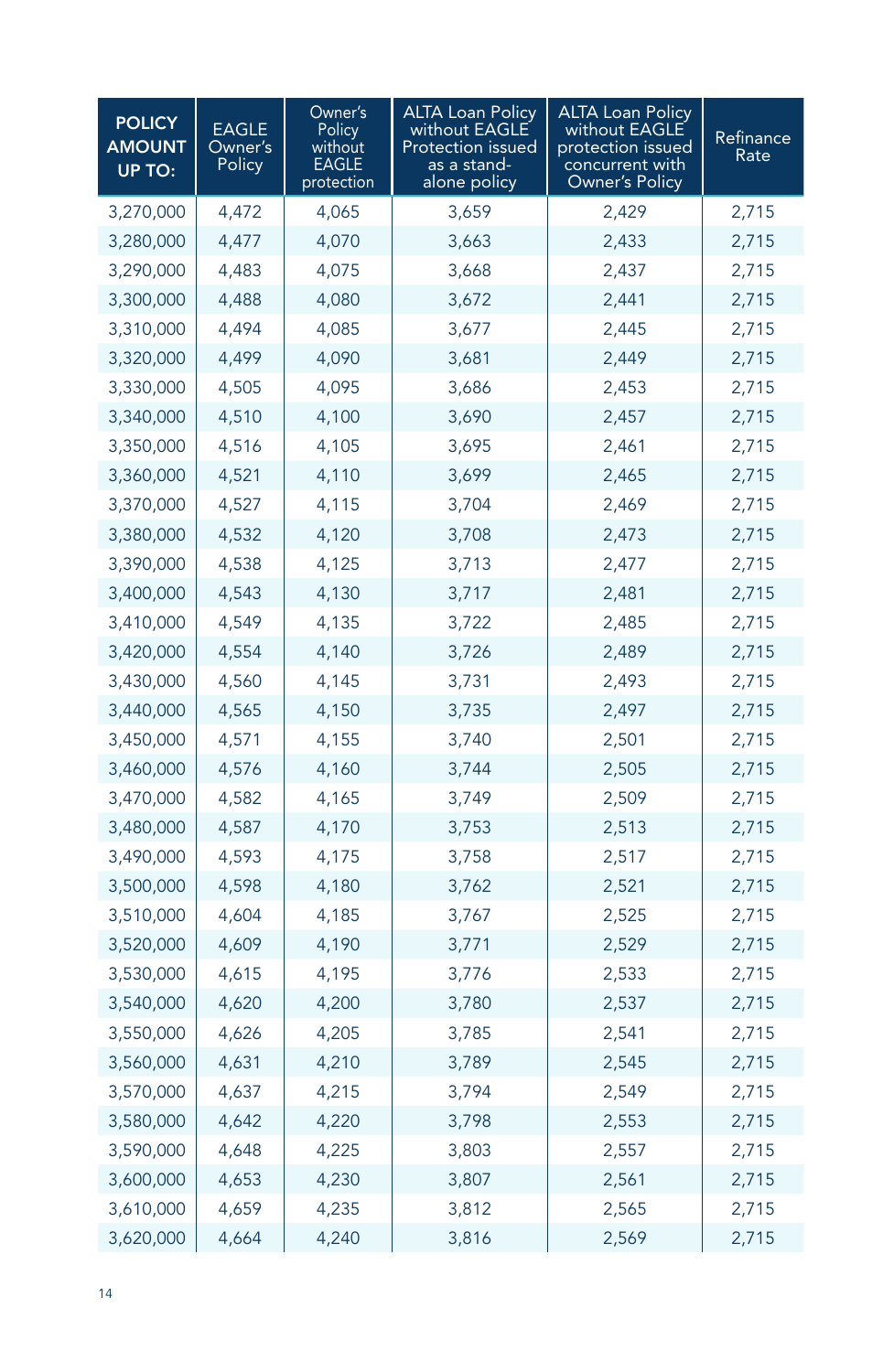| POLICY AMOUNT UP TO: | EAGLE Owner's Policy | Owner's Policy without EAGLE protection | ALTA Loan Policy without EAGLE Protection issued as a stand-alone policy | ALTA Loan Policy without EAGLE protection issued concurrent with Owner's Policy | Refinance Rate |
|---|---|---|---|---|---|
| 3,270,000 | 4,472 | 4,065 | 3,659 | 2,429 | 2,715 |
| 3,280,000 | 4,477 | 4,070 | 3,663 | 2,433 | 2,715 |
| 3,290,000 | 4,483 | 4,075 | 3,668 | 2,437 | 2,715 |
| 3,300,000 | 4,488 | 4,080 | 3,672 | 2,441 | 2,715 |
| 3,310,000 | 4,494 | 4,085 | 3,677 | 2,445 | 2,715 |
| 3,320,000 | 4,499 | 4,090 | 3,681 | 2,449 | 2,715 |
| 3,330,000 | 4,505 | 4,095 | 3,686 | 2,453 | 2,715 |
| 3,340,000 | 4,510 | 4,100 | 3,690 | 2,457 | 2,715 |
| 3,350,000 | 4,516 | 4,105 | 3,695 | 2,461 | 2,715 |
| 3,360,000 | 4,521 | 4,110 | 3,699 | 2,465 | 2,715 |
| 3,370,000 | 4,527 | 4,115 | 3,704 | 2,469 | 2,715 |
| 3,380,000 | 4,532 | 4,120 | 3,708 | 2,473 | 2,715 |
| 3,390,000 | 4,538 | 4,125 | 3,713 | 2,477 | 2,715 |
| 3,400,000 | 4,543 | 4,130 | 3,717 | 2,481 | 2,715 |
| 3,410,000 | 4,549 | 4,135 | 3,722 | 2,485 | 2,715 |
| 3,420,000 | 4,554 | 4,140 | 3,726 | 2,489 | 2,715 |
| 3,430,000 | 4,560 | 4,145 | 3,731 | 2,493 | 2,715 |
| 3,440,000 | 4,565 | 4,150 | 3,735 | 2,497 | 2,715 |
| 3,450,000 | 4,571 | 4,155 | 3,740 | 2,501 | 2,715 |
| 3,460,000 | 4,576 | 4,160 | 3,744 | 2,505 | 2,715 |
| 3,470,000 | 4,582 | 4,165 | 3,749 | 2,509 | 2,715 |
| 3,480,000 | 4,587 | 4,170 | 3,753 | 2,513 | 2,715 |
| 3,490,000 | 4,593 | 4,175 | 3,758 | 2,517 | 2,715 |
| 3,500,000 | 4,598 | 4,180 | 3,762 | 2,521 | 2,715 |
| 3,510,000 | 4,604 | 4,185 | 3,767 | 2,525 | 2,715 |
| 3,520,000 | 4,609 | 4,190 | 3,771 | 2,529 | 2,715 |
| 3,530,000 | 4,615 | 4,195 | 3,776 | 2,533 | 2,715 |
| 3,540,000 | 4,620 | 4,200 | 3,780 | 2,537 | 2,715 |
| 3,550,000 | 4,626 | 4,205 | 3,785 | 2,541 | 2,715 |
| 3,560,000 | 4,631 | 4,210 | 3,789 | 2,545 | 2,715 |
| 3,570,000 | 4,637 | 4,215 | 3,794 | 2,549 | 2,715 |
| 3,580,000 | 4,642 | 4,220 | 3,798 | 2,553 | 2,715 |
| 3,590,000 | 4,648 | 4,225 | 3,803 | 2,557 | 2,715 |
| 3,600,000 | 4,653 | 4,230 | 3,807 | 2,561 | 2,715 |
| 3,610,000 | 4,659 | 4,235 | 3,812 | 2,565 | 2,715 |
| 3,620,000 | 4,664 | 4,240 | 3,816 | 2,569 | 2,715 |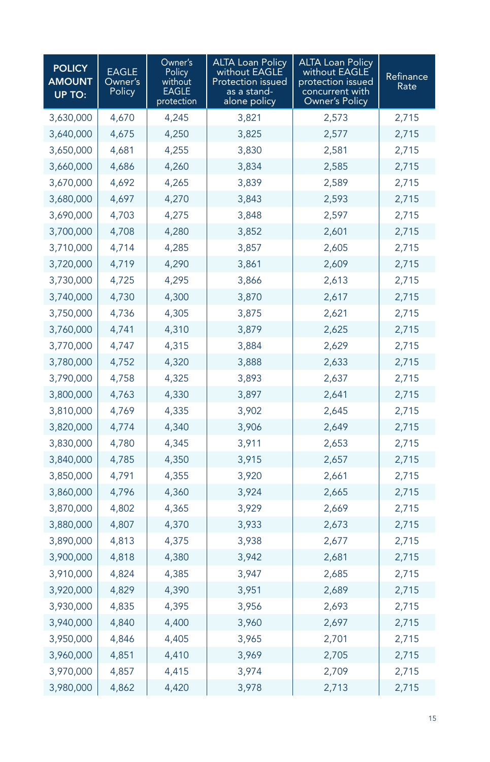| POLICY AMOUNT UP TO: | EAGLE Owner's Policy | Owner's Policy without EAGLE protection | ALTA Loan Policy without EAGLE Protection issued as a stand-alone policy | ALTA Loan Policy without EAGLE protection issued concurrent with Owner's Policy | Refinance Rate |
|---|---|---|---|---|---|
| 3,630,000 | 4,670 | 4,245 | 3,821 | 2,573 | 2,715 |
| 3,640,000 | 4,675 | 4,250 | 3,825 | 2,577 | 2,715 |
| 3,650,000 | 4,681 | 4,255 | 3,830 | 2,581 | 2,715 |
| 3,660,000 | 4,686 | 4,260 | 3,834 | 2,585 | 2,715 |
| 3,670,000 | 4,692 | 4,265 | 3,839 | 2,589 | 2,715 |
| 3,680,000 | 4,697 | 4,270 | 3,843 | 2,593 | 2,715 |
| 3,690,000 | 4,703 | 4,275 | 3,848 | 2,597 | 2,715 |
| 3,700,000 | 4,708 | 4,280 | 3,852 | 2,601 | 2,715 |
| 3,710,000 | 4,714 | 4,285 | 3,857 | 2,605 | 2,715 |
| 3,720,000 | 4,719 | 4,290 | 3,861 | 2,609 | 2,715 |
| 3,730,000 | 4,725 | 4,295 | 3,866 | 2,613 | 2,715 |
| 3,740,000 | 4,730 | 4,300 | 3,870 | 2,617 | 2,715 |
| 3,750,000 | 4,736 | 4,305 | 3,875 | 2,621 | 2,715 |
| 3,760,000 | 4,741 | 4,310 | 3,879 | 2,625 | 2,715 |
| 3,770,000 | 4,747 | 4,315 | 3,884 | 2,629 | 2,715 |
| 3,780,000 | 4,752 | 4,320 | 3,888 | 2,633 | 2,715 |
| 3,790,000 | 4,758 | 4,325 | 3,893 | 2,637 | 2,715 |
| 3,800,000 | 4,763 | 4,330 | 3,897 | 2,641 | 2,715 |
| 3,810,000 | 4,769 | 4,335 | 3,902 | 2,645 | 2,715 |
| 3,820,000 | 4,774 | 4,340 | 3,906 | 2,649 | 2,715 |
| 3,830,000 | 4,780 | 4,345 | 3,911 | 2,653 | 2,715 |
| 3,840,000 | 4,785 | 4,350 | 3,915 | 2,657 | 2,715 |
| 3,850,000 | 4,791 | 4,355 | 3,920 | 2,661 | 2,715 |
| 3,860,000 | 4,796 | 4,360 | 3,924 | 2,665 | 2,715 |
| 3,870,000 | 4,802 | 4,365 | 3,929 | 2,669 | 2,715 |
| 3,880,000 | 4,807 | 4,370 | 3,933 | 2,673 | 2,715 |
| 3,890,000 | 4,813 | 4,375 | 3,938 | 2,677 | 2,715 |
| 3,900,000 | 4,818 | 4,380 | 3,942 | 2,681 | 2,715 |
| 3,910,000 | 4,824 | 4,385 | 3,947 | 2,685 | 2,715 |
| 3,920,000 | 4,829 | 4,390 | 3,951 | 2,689 | 2,715 |
| 3,930,000 | 4,835 | 4,395 | 3,956 | 2,693 | 2,715 |
| 3,940,000 | 4,840 | 4,400 | 3,960 | 2,697 | 2,715 |
| 3,950,000 | 4,846 | 4,405 | 3,965 | 2,701 | 2,715 |
| 3,960,000 | 4,851 | 4,410 | 3,969 | 2,705 | 2,715 |
| 3,970,000 | 4,857 | 4,415 | 3,974 | 2,709 | 2,715 |
| 3,980,000 | 4,862 | 4,420 | 3,978 | 2,713 | 2,715 |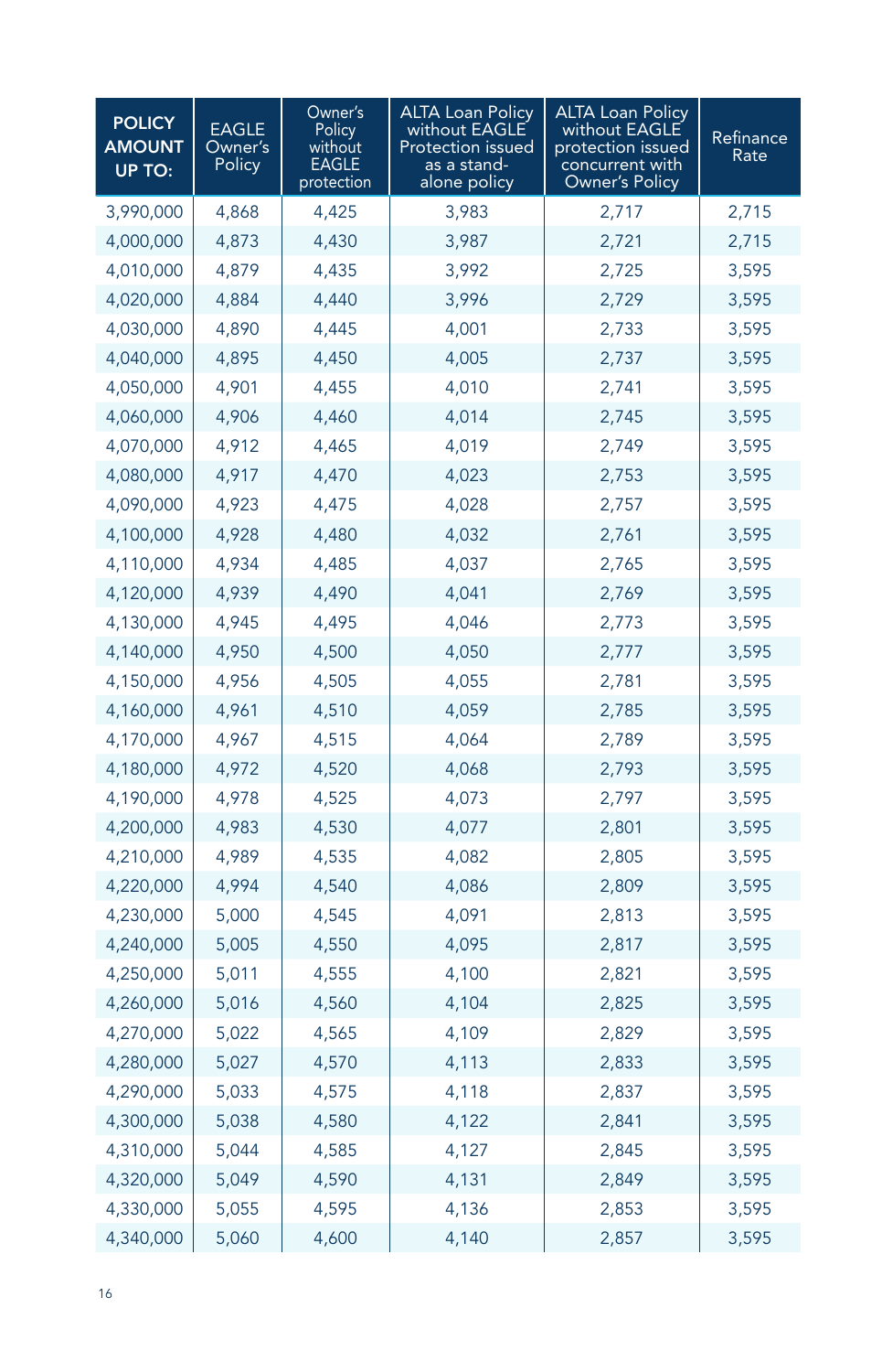| POLICY AMOUNT UP TO: | EAGLE Owner's Policy | Owner's Policy without EAGLE protection | ALTA Loan Policy without EAGLE Protection issued as a stand-alone policy | ALTA Loan Policy without EAGLE protection issued concurrent with Owner's Policy | Refinance Rate |
|---|---|---|---|---|---|
| 3,990,000 | 4,868 | 4,425 | 3,983 | 2,717 | 2,715 |
| 4,000,000 | 4,873 | 4,430 | 3,987 | 2,721 | 2,715 |
| 4,010,000 | 4,879 | 4,435 | 3,992 | 2,725 | 3,595 |
| 4,020,000 | 4,884 | 4,440 | 3,996 | 2,729 | 3,595 |
| 4,030,000 | 4,890 | 4,445 | 4,001 | 2,733 | 3,595 |
| 4,040,000 | 4,895 | 4,450 | 4,005 | 2,737 | 3,595 |
| 4,050,000 | 4,901 | 4,455 | 4,010 | 2,741 | 3,595 |
| 4,060,000 | 4,906 | 4,460 | 4,014 | 2,745 | 3,595 |
| 4,070,000 | 4,912 | 4,465 | 4,019 | 2,749 | 3,595 |
| 4,080,000 | 4,917 | 4,470 | 4,023 | 2,753 | 3,595 |
| 4,090,000 | 4,923 | 4,475 | 4,028 | 2,757 | 3,595 |
| 4,100,000 | 4,928 | 4,480 | 4,032 | 2,761 | 3,595 |
| 4,110,000 | 4,934 | 4,485 | 4,037 | 2,765 | 3,595 |
| 4,120,000 | 4,939 | 4,490 | 4,041 | 2,769 | 3,595 |
| 4,130,000 | 4,945 | 4,495 | 4,046 | 2,773 | 3,595 |
| 4,140,000 | 4,950 | 4,500 | 4,050 | 2,777 | 3,595 |
| 4,150,000 | 4,956 | 4,505 | 4,055 | 2,781 | 3,595 |
| 4,160,000 | 4,961 | 4,510 | 4,059 | 2,785 | 3,595 |
| 4,170,000 | 4,967 | 4,515 | 4,064 | 2,789 | 3,595 |
| 4,180,000 | 4,972 | 4,520 | 4,068 | 2,793 | 3,595 |
| 4,190,000 | 4,978 | 4,525 | 4,073 | 2,797 | 3,595 |
| 4,200,000 | 4,983 | 4,530 | 4,077 | 2,801 | 3,595 |
| 4,210,000 | 4,989 | 4,535 | 4,082 | 2,805 | 3,595 |
| 4,220,000 | 4,994 | 4,540 | 4,086 | 2,809 | 3,595 |
| 4,230,000 | 5,000 | 4,545 | 4,091 | 2,813 | 3,595 |
| 4,240,000 | 5,005 | 4,550 | 4,095 | 2,817 | 3,595 |
| 4,250,000 | 5,011 | 4,555 | 4,100 | 2,821 | 3,595 |
| 4,260,000 | 5,016 | 4,560 | 4,104 | 2,825 | 3,595 |
| 4,270,000 | 5,022 | 4,565 | 4,109 | 2,829 | 3,595 |
| 4,280,000 | 5,027 | 4,570 | 4,113 | 2,833 | 3,595 |
| 4,290,000 | 5,033 | 4,575 | 4,118 | 2,837 | 3,595 |
| 4,300,000 | 5,038 | 4,580 | 4,122 | 2,841 | 3,595 |
| 4,310,000 | 5,044 | 4,585 | 4,127 | 2,845 | 3,595 |
| 4,320,000 | 5,049 | 4,590 | 4,131 | 2,849 | 3,595 |
| 4,330,000 | 5,055 | 4,595 | 4,136 | 2,853 | 3,595 |
| 4,340,000 | 5,060 | 4,600 | 4,140 | 2,857 | 3,595 |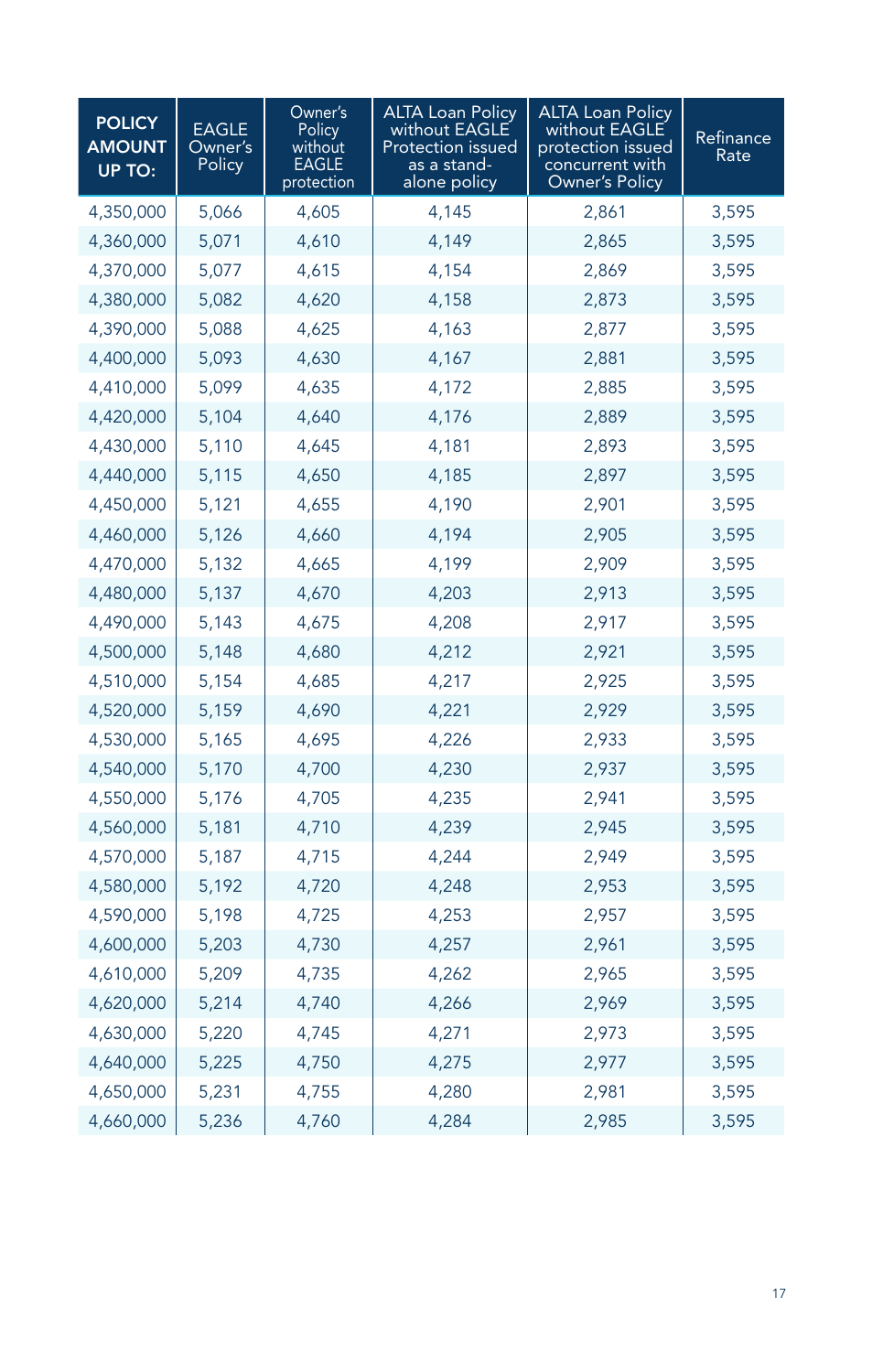| POLICY AMOUNT UP TO: | EAGLE Owner's Policy | Owner's Policy without EAGLE protection | ALTA Loan Policy without EAGLE Protection issued as a stand-alone policy | ALTA Loan Policy without EAGLE protection issued concurrent with Owner's Policy | Refinance Rate |
|---|---|---|---|---|---|
| 4,350,000 | 5,066 | 4,605 | 4,145 | 2,861 | 3,595 |
| 4,360,000 | 5,071 | 4,610 | 4,149 | 2,865 | 3,595 |
| 4,370,000 | 5,077 | 4,615 | 4,154 | 2,869 | 3,595 |
| 4,380,000 | 5,082 | 4,620 | 4,158 | 2,873 | 3,595 |
| 4,390,000 | 5,088 | 4,625 | 4,163 | 2,877 | 3,595 |
| 4,400,000 | 5,093 | 4,630 | 4,167 | 2,881 | 3,595 |
| 4,410,000 | 5,099 | 4,635 | 4,172 | 2,885 | 3,595 |
| 4,420,000 | 5,104 | 4,640 | 4,176 | 2,889 | 3,595 |
| 4,430,000 | 5,110 | 4,645 | 4,181 | 2,893 | 3,595 |
| 4,440,000 | 5,115 | 4,650 | 4,185 | 2,897 | 3,595 |
| 4,450,000 | 5,121 | 4,655 | 4,190 | 2,901 | 3,595 |
| 4,460,000 | 5,126 | 4,660 | 4,194 | 2,905 | 3,595 |
| 4,470,000 | 5,132 | 4,665 | 4,199 | 2,909 | 3,595 |
| 4,480,000 | 5,137 | 4,670 | 4,203 | 2,913 | 3,595 |
| 4,490,000 | 5,143 | 4,675 | 4,208 | 2,917 | 3,595 |
| 4,500,000 | 5,148 | 4,680 | 4,212 | 2,921 | 3,595 |
| 4,510,000 | 5,154 | 4,685 | 4,217 | 2,925 | 3,595 |
| 4,520,000 | 5,159 | 4,690 | 4,221 | 2,929 | 3,595 |
| 4,530,000 | 5,165 | 4,695 | 4,226 | 2,933 | 3,595 |
| 4,540,000 | 5,170 | 4,700 | 4,230 | 2,937 | 3,595 |
| 4,550,000 | 5,176 | 4,705 | 4,235 | 2,941 | 3,595 |
| 4,560,000 | 5,181 | 4,710 | 4,239 | 2,945 | 3,595 |
| 4,570,000 | 5,187 | 4,715 | 4,244 | 2,949 | 3,595 |
| 4,580,000 | 5,192 | 4,720 | 4,248 | 2,953 | 3,595 |
| 4,590,000 | 5,198 | 4,725 | 4,253 | 2,957 | 3,595 |
| 4,600,000 | 5,203 | 4,730 | 4,257 | 2,961 | 3,595 |
| 4,610,000 | 5,209 | 4,735 | 4,262 | 2,965 | 3,595 |
| 4,620,000 | 5,214 | 4,740 | 4,266 | 2,969 | 3,595 |
| 4,630,000 | 5,220 | 4,745 | 4,271 | 2,973 | 3,595 |
| 4,640,000 | 5,225 | 4,750 | 4,275 | 2,977 | 3,595 |
| 4,650,000 | 5,231 | 4,755 | 4,280 | 2,981 | 3,595 |
| 4,660,000 | 5,236 | 4,760 | 4,284 | 2,985 | 3,595 |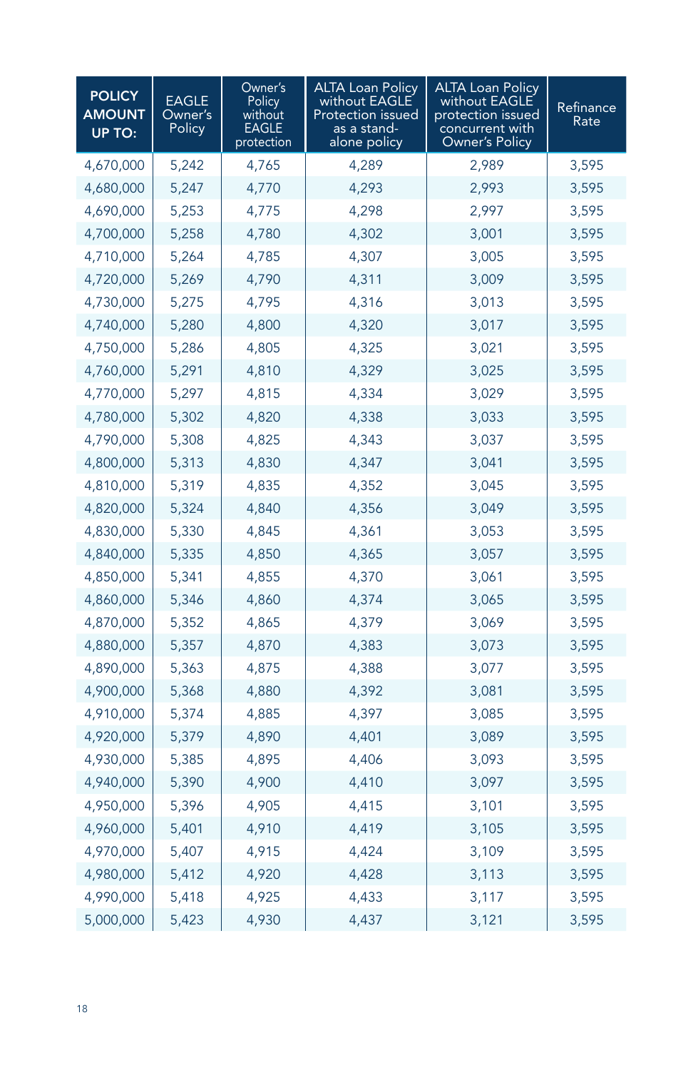| POLICY AMOUNT UP TO: | EAGLE Owner's Policy | Owner's Policy without EAGLE protection | ALTA Loan Policy without EAGLE Protection issued as a stand-alone policy | ALTA Loan Policy without EAGLE protection issued concurrent with Owner's Policy | Refinance Rate |
|---|---|---|---|---|---|
| 4,670,000 | 5,242 | 4,765 | 4,289 | 2,989 | 3,595 |
| 4,680,000 | 5,247 | 4,770 | 4,293 | 2,993 | 3,595 |
| 4,690,000 | 5,253 | 4,775 | 4,298 | 2,997 | 3,595 |
| 4,700,000 | 5,258 | 4,780 | 4,302 | 3,001 | 3,595 |
| 4,710,000 | 5,264 | 4,785 | 4,307 | 3,005 | 3,595 |
| 4,720,000 | 5,269 | 4,790 | 4,311 | 3,009 | 3,595 |
| 4,730,000 | 5,275 | 4,795 | 4,316 | 3,013 | 3,595 |
| 4,740,000 | 5,280 | 4,800 | 4,320 | 3,017 | 3,595 |
| 4,750,000 | 5,286 | 4,805 | 4,325 | 3,021 | 3,595 |
| 4,760,000 | 5,291 | 4,810 | 4,329 | 3,025 | 3,595 |
| 4,770,000 | 5,297 | 4,815 | 4,334 | 3,029 | 3,595 |
| 4,780,000 | 5,302 | 4,820 | 4,338 | 3,033 | 3,595 |
| 4,790,000 | 5,308 | 4,825 | 4,343 | 3,037 | 3,595 |
| 4,800,000 | 5,313 | 4,830 | 4,347 | 3,041 | 3,595 |
| 4,810,000 | 5,319 | 4,835 | 4,352 | 3,045 | 3,595 |
| 4,820,000 | 5,324 | 4,840 | 4,356 | 3,049 | 3,595 |
| 4,830,000 | 5,330 | 4,845 | 4,361 | 3,053 | 3,595 |
| 4,840,000 | 5,335 | 4,850 | 4,365 | 3,057 | 3,595 |
| 4,850,000 | 5,341 | 4,855 | 4,370 | 3,061 | 3,595 |
| 4,860,000 | 5,346 | 4,860 | 4,374 | 3,065 | 3,595 |
| 4,870,000 | 5,352 | 4,865 | 4,379 | 3,069 | 3,595 |
| 4,880,000 | 5,357 | 4,870 | 4,383 | 3,073 | 3,595 |
| 4,890,000 | 5,363 | 4,875 | 4,388 | 3,077 | 3,595 |
| 4,900,000 | 5,368 | 4,880 | 4,392 | 3,081 | 3,595 |
| 4,910,000 | 5,374 | 4,885 | 4,397 | 3,085 | 3,595 |
| 4,920,000 | 5,379 | 4,890 | 4,401 | 3,089 | 3,595 |
| 4,930,000 | 5,385 | 4,895 | 4,406 | 3,093 | 3,595 |
| 4,940,000 | 5,390 | 4,900 | 4,410 | 3,097 | 3,595 |
| 4,950,000 | 5,396 | 4,905 | 4,415 | 3,101 | 3,595 |
| 4,960,000 | 5,401 | 4,910 | 4,419 | 3,105 | 3,595 |
| 4,970,000 | 5,407 | 4,915 | 4,424 | 3,109 | 3,595 |
| 4,980,000 | 5,412 | 4,920 | 4,428 | 3,113 | 3,595 |
| 4,990,000 | 5,418 | 4,925 | 4,433 | 3,117 | 3,595 |
| 5,000,000 | 5,423 | 4,930 | 4,437 | 3,121 | 3,595 |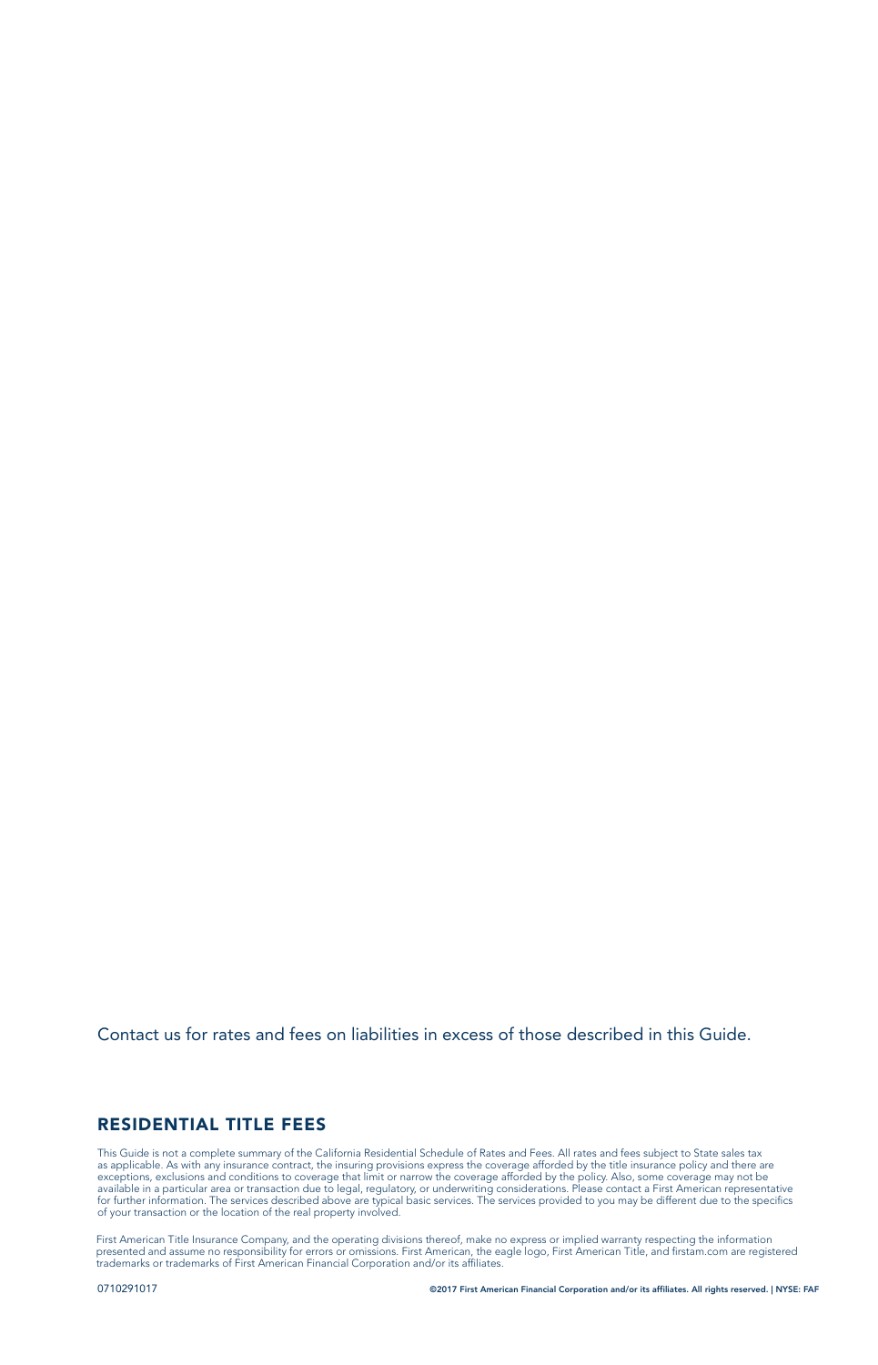Contact us for rates and fees on liabilities in excess of those described in this Guide.

## RESIDENTIAL TITLE FEES

This Guide is not a complete summary of the California Residential Schedule of Rates and Fees. All rates and fees subject to State sales tax as applicable. As with any insurance contract, the insuring provisions express the coverage afforded by the title insurance policy and there are exceptions, exclusions and conditions to coverage that limit or narrow the coverage afforded by the policy. Also, some coverage may not be available in a particular area or transaction due to legal, regulatory, or underwriting considerations. Please contact a First American representative for further information. The services described above are typical basic services. The services provided to you may be different due to the specifics of your transaction or the location of the real property involved.

First American Title Insurance Company, and the operating divisions thereof, make no express or implied warranty respecting the information presented and assume no responsibility for errors or omissions. First American, the eagle logo, First American Title, and firstam.com are registered trademarks or trademarks of First American Financial Corporation and/or its affiliates.

0710291017

**©2017 First American Financial Corporation and/or its affiliates. All rights reserved. | NYSE: FAF**